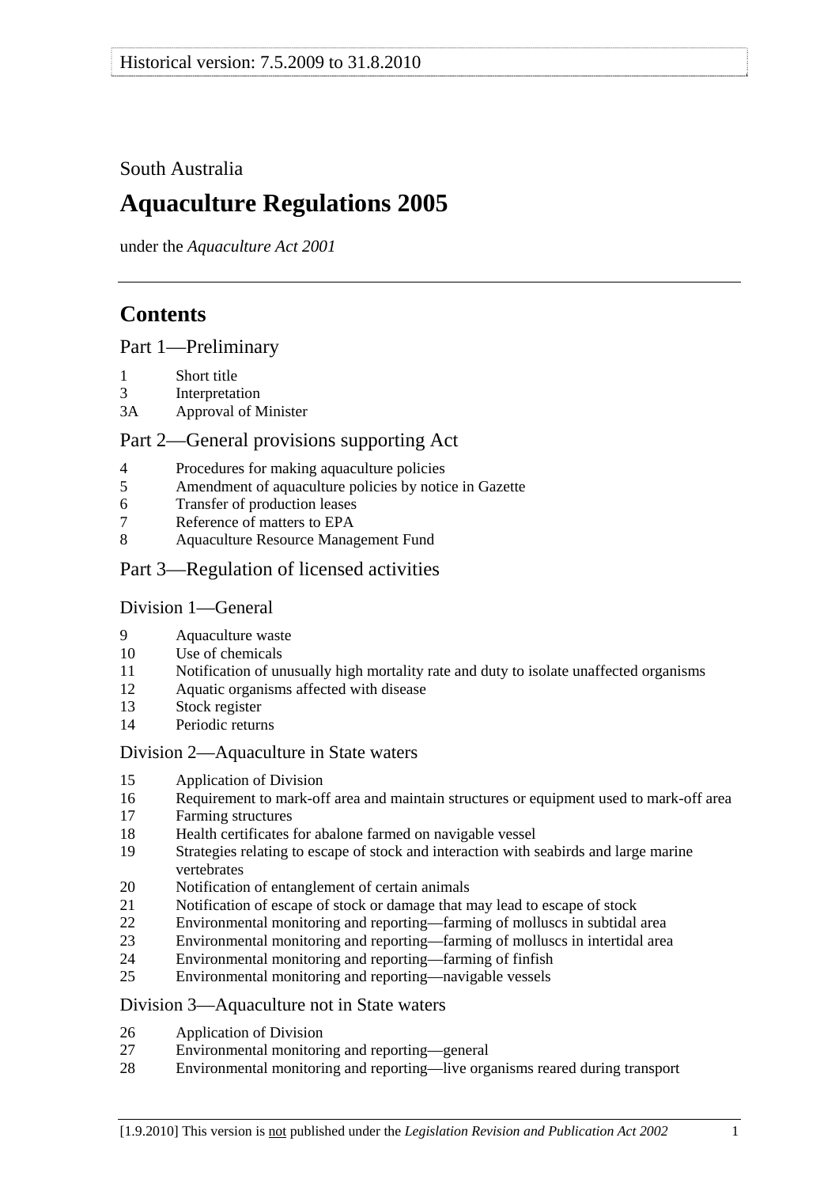Historical version: 7.5.2009 to 31.8.2010

South Australia

# Aquaculture Regulations 2005

under the *Aquaculture Act 2001*

## Contents

### Part 1—Preliminary

1 Short title
3 Interpretation
3A Approval of Minister

### Part 2—General provisions supporting Act

4 Procedures for making aquaculture policies
5 Amendment of aquaculture policies by notice in Gazette
6 Transfer of production leases
7 Reference of matters to EPA
8 Aquaculture Resource Management Fund

### Part 3—Regulation of licensed activities

#### Division 1—General

9 Aquaculture waste
10 Use of chemicals
11 Notification of unusually high mortality rate and duty to isolate unaffected organisms
12 Aquatic organisms affected with disease
13 Stock register
14 Periodic returns

#### Division 2—Aquaculture in State waters

15 Application of Division
16 Requirement to mark-off area and maintain structures or equipment used to mark-off area
17 Farming structures
18 Health certificates for abalone farmed on navigable vessel
19 Strategies relating to escape of stock and interaction with seabirds and large marine vertebrates
20 Notification of entanglement of certain animals
21 Notification of escape of stock or damage that may lead to escape of stock
22 Environmental monitoring and reporting—farming of molluscs in subtidal area
23 Environmental monitoring and reporting—farming of molluscs in intertidal area
24 Environmental monitoring and reporting—farming of finfish
25 Environmental monitoring and reporting—navigable vessels

#### Division 3—Aquaculture not in State waters

26 Application of Division
27 Environmental monitoring and reporting—general
28 Environmental monitoring and reporting—live organisms reared during transport

[1.9.2010] This version is not published under the *Legislation Revision and Publication Act 2002*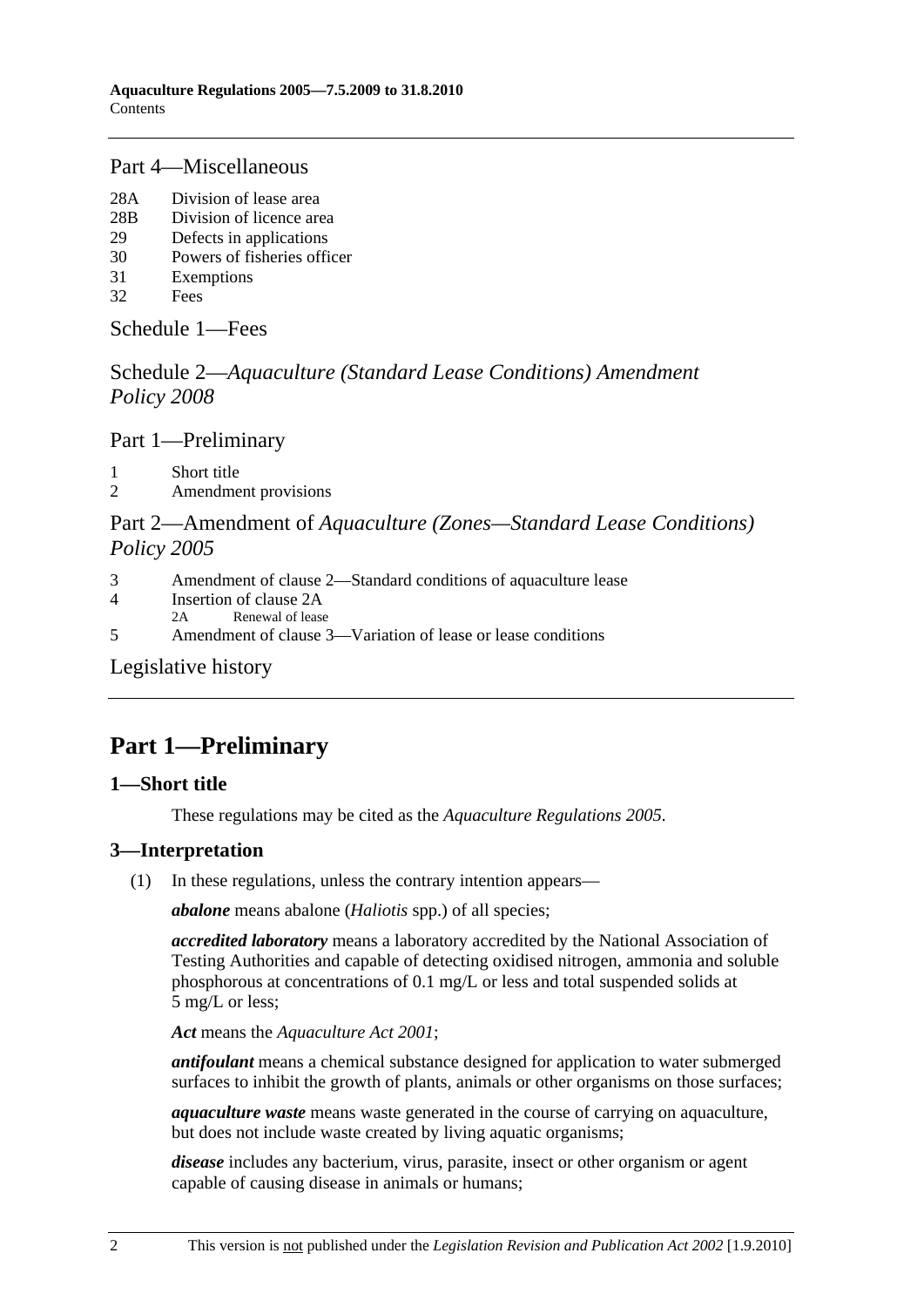## Part 4—Miscellaneous

28A Division of lease area
28B Division of licence area
29 Defects in applications
30 Powers of fisheries officer
31 Exemptions
32 Fees

## Schedule 1—Fees

## Schedule 2—*Aquaculture (Standard Lease Conditions) Amendment Policy 2008*

### Part 1—Preliminary

1 Short title
2 Amendment provisions

### Part 2—Amendment of *Aquaculture (Zones—Standard Lease Conditions) Policy 2005*

3 Amendment of clause 2—Standard conditions of aquaculture lease
4 Insertion of clause 2A
 2A Renewal of lease
5 Amendment of clause 3—Variation of lease or lease conditions

## Legislative history

# Part 1—Preliminary

## 1—Short title

These regulations may be cited as the *Aquaculture Regulations 2005*.

## 3—Interpretation

(1) In these regulations, unless the contrary intention appears—

***abalone*** means abalone (*Haliotis* spp.) of all species;

***accredited laboratory*** means a laboratory accredited by the National Association of Testing Authorities and capable of detecting oxidised nitrogen, ammonia and soluble phosphorous at concentrations of 0.1 mg/L or less and total suspended solids at 5 mg/L or less;

***Act*** means the *Aquaculture Act 2001*;

***antifoulant*** means a chemical substance designed for application to water submerged surfaces to inhibit the growth of plants, animals or other organisms on those surfaces;

***aquaculture waste*** means waste generated in the course of carrying on aquaculture, but does not include waste created by living aquatic organisms;

***disease*** includes any bacterium, virus, parasite, insect or other organism or agent capable of causing disease in animals or humans;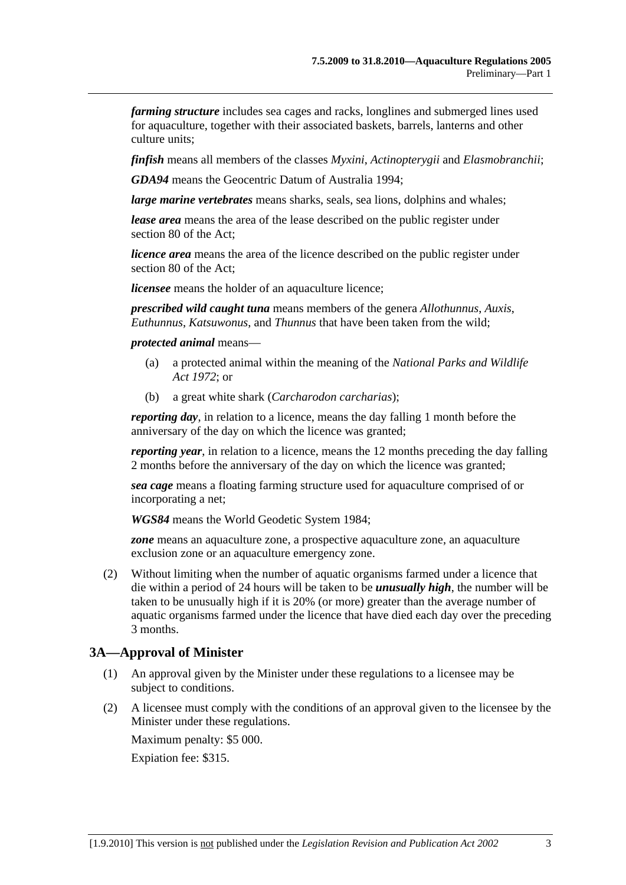***farming structure*** includes sea cages and racks, longlines and submerged lines used for aquaculture, together with their associated baskets, barrels, lanterns and other culture units;

***finfish*** means all members of the classes *Myxini*, *Actinopterygii* and *Elasmobranchii*;

***GDA94*** means the Geocentric Datum of Australia 1994;

***large marine vertebrates*** means sharks, seals, sea lions, dolphins and whales;

***lease area*** means the area of the lease described on the public register under section 80 of the Act;

***licence area*** means the area of the licence described on the public register under section 80 of the Act;

***licensee*** means the holder of an aquaculture licence;

***prescribed wild caught tuna*** means members of the genera *Allothunnus*, *Auxis*, *Euthunnus*, *Katsuwonus*, and *Thunnus* that have been taken from the wild;

***protected animal*** means—

(a) a protected animal within the meaning of the *National Parks and Wildlife Act 1972*; or

(b) a great white shark (*Carcharodon carcharias*);

***reporting day***, in relation to a licence, means the day falling 1 month before the anniversary of the day on which the licence was granted;

***reporting year***, in relation to a licence, means the 12 months preceding the day falling 2 months before the anniversary of the day on which the licence was granted;

***sea cage*** means a floating farming structure used for aquaculture comprised of or incorporating a net;

***WGS84*** means the World Geodetic System 1984;

***zone*** means an aquaculture zone, a prospective aquaculture zone, an aquaculture exclusion zone or an aquaculture emergency zone.

(2) Without limiting when the number of aquatic organisms farmed under a licence that die within a period of 24 hours will be taken to be ***unusually high***, the number will be taken to be unusually high if it is 20% (or more) greater than the average number of aquatic organisms farmed under the licence that have died each day over the preceding 3 months.

## 3A—Approval of Minister

(1) An approval given by the Minister under these regulations to a licensee may be subject to conditions.

(2) A licensee must comply with the conditions of an approval given to the licensee by the Minister under these regulations.

Maximum penalty: $5 000.

Expiation fee: $315.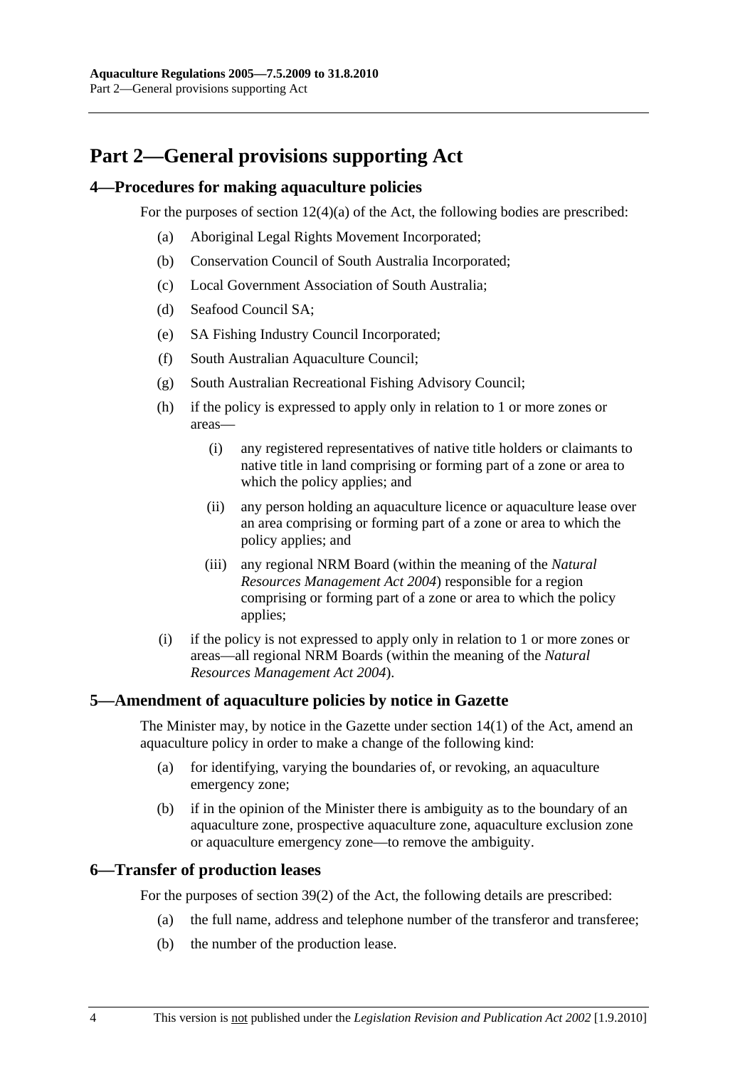# Part 2—General provisions supporting Act

## 4—Procedures for making aquaculture policies

For the purposes of section 12(4)(a) of the Act, the following bodies are prescribed:

(a) Aboriginal Legal Rights Movement Incorporated;

(b) Conservation Council of South Australia Incorporated;

(c) Local Government Association of South Australia;

(d) Seafood Council SA;

(e) SA Fishing Industry Council Incorporated;

(f) South Australian Aquaculture Council;

(g) South Australian Recreational Fishing Advisory Council;

(h) if the policy is expressed to apply only in relation to 1 or more zones or areas—

(i) any registered representatives of native title holders or claimants to native title in land comprising or forming part of a zone or area to which the policy applies; and

(ii) any person holding an aquaculture licence or aquaculture lease over an area comprising or forming part of a zone or area to which the policy applies; and

(iii) any regional NRM Board (within the meaning of the *Natural Resources Management Act 2004*) responsible for a region comprising or forming part of a zone or area to which the policy applies;

(i) if the policy is not expressed to apply only in relation to 1 or more zones or areas—all regional NRM Boards (within the meaning of the *Natural Resources Management Act 2004*).

## 5—Amendment of aquaculture policies by notice in Gazette

The Minister may, by notice in the Gazette under section 14(1) of the Act, amend an aquaculture policy in order to make a change of the following kind:

(a) for identifying, varying the boundaries of, or revoking, an aquaculture emergency zone;

(b) if in the opinion of the Minister there is ambiguity as to the boundary of an aquaculture zone, prospective aquaculture zone, aquaculture exclusion zone or aquaculture emergency zone—to remove the ambiguity.

## 6—Transfer of production leases

For the purposes of section 39(2) of the Act, the following details are prescribed:

(a) the full name, address and telephone number of the transferor and transferee;

(b) the number of the production lease.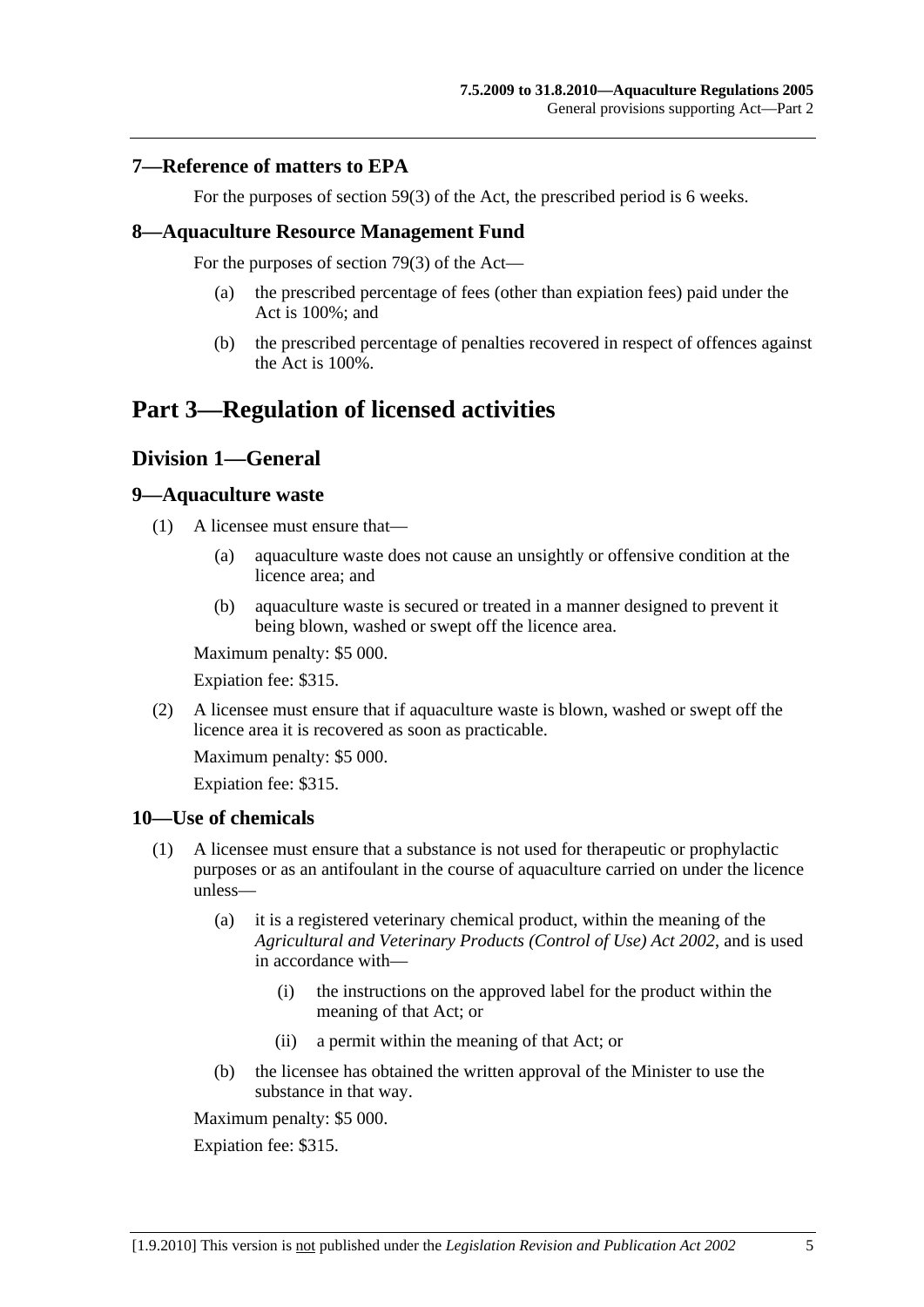### 7—Reference of matters to EPA

For the purposes of section 59(3) of the Act, the prescribed period is 6 weeks.

### 8—Aquaculture Resource Management Fund

For the purposes of section 79(3) of the Act—

(a) the prescribed percentage of fees (other than expiation fees) paid under the Act is 100%; and

(b) the prescribed percentage of penalties recovered in respect of offences against the Act is 100%.

# Part 3—Regulation of licensed activities

## Division 1—General

### 9—Aquaculture waste

(1) A licensee must ensure that—

(a) aquaculture waste does not cause an unsightly or offensive condition at the licence area; and

(b) aquaculture waste is secured or treated in a manner designed to prevent it being blown, washed or swept off the licence area.

Maximum penalty: $5 000.

Expiation fee: $315.

(2) A licensee must ensure that if aquaculture waste is blown, washed or swept off the licence area it is recovered as soon as practicable.

Maximum penalty: $5 000.

Expiation fee: $315.

### 10—Use of chemicals

(1) A licensee must ensure that a substance is not used for therapeutic or prophylactic purposes or as an antifoulant in the course of aquaculture carried on under the licence unless—

(a) it is a registered veterinary chemical product, within the meaning of the *Agricultural and Veterinary Products (Control of Use) Act 2002*, and is used in accordance with—

(i) the instructions on the approved label for the product within the meaning of that Act; or

(ii) a permit within the meaning of that Act; or

(b) the licensee has obtained the written approval of the Minister to use the substance in that way.

Maximum penalty: $5 000.

Expiation fee: $315.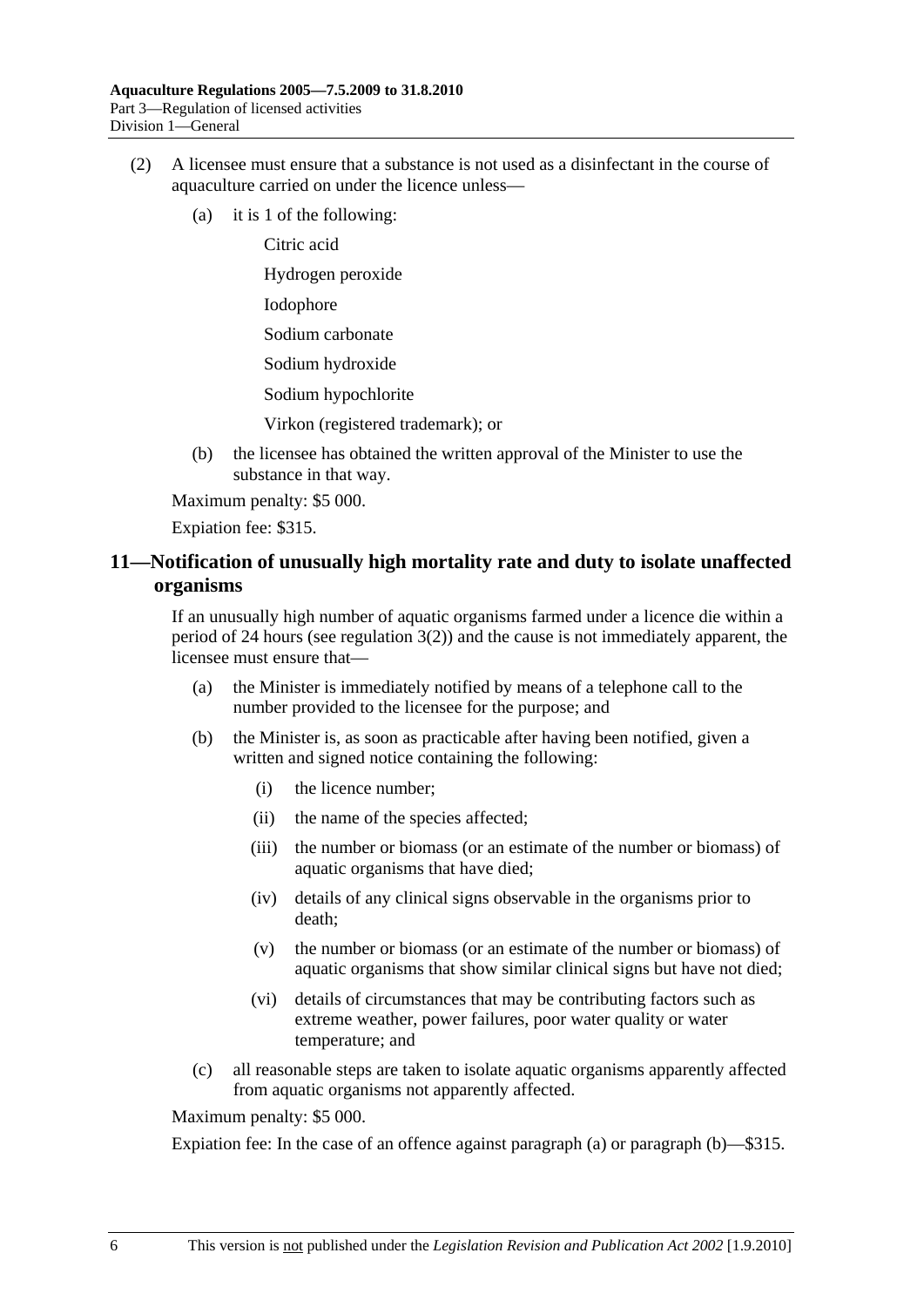(2) A licensee must ensure that a substance is not used as a disinfectant in the course of aquaculture carried on under the licence unless—

(a) it is 1 of the following:

Citric acid

Hydrogen peroxide

Iodophore

Sodium carbonate

Sodium hydroxide

Sodium hypochlorite

Virkon (registered trademark); or

(b) the licensee has obtained the written approval of the Minister to use the substance in that way.

Maximum penalty: $5 000.

Expiation fee: $315.

## 11—Notification of unusually high mortality rate and duty to isolate unaffected organisms

If an unusually high number of aquatic organisms farmed under a licence die within a period of 24 hours (see regulation 3(2)) and the cause is not immediately apparent, the licensee must ensure that—

(a) the Minister is immediately notified by means of a telephone call to the number provided to the licensee for the purpose; and

(b) the Minister is, as soon as practicable after having been notified, given a written and signed notice containing the following:

(i) the licence number;

(ii) the name of the species affected;

(iii) the number or biomass (or an estimate of the number or biomass) of aquatic organisms that have died;

(iv) details of any clinical signs observable in the organisms prior to death;

(v) the number or biomass (or an estimate of the number or biomass) of aquatic organisms that show similar clinical signs but have not died;

(vi) details of circumstances that may be contributing factors such as extreme weather, power failures, poor water quality or water temperature; and

(c) all reasonable steps are taken to isolate aquatic organisms apparently affected from aquatic organisms not apparently affected.

Maximum penalty: $5 000.

Expiation fee: In the case of an offence against paragraph (a) or paragraph (b)—$315.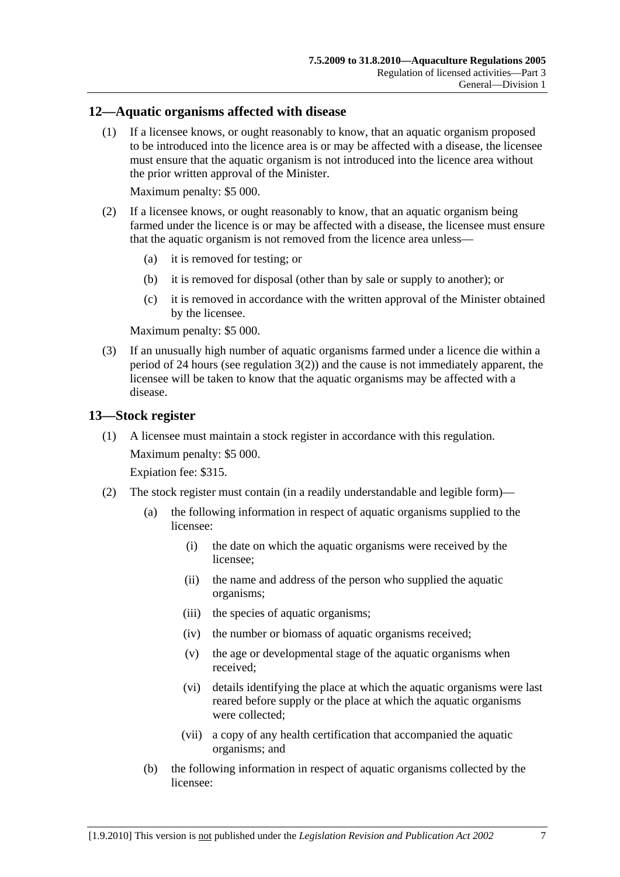## 12—Aquatic organisms affected with disease

(1) If a licensee knows, or ought reasonably to know, that an aquatic organism proposed to be introduced into the licence area is or may be affected with a disease, the licensee must ensure that the aquatic organism is not introduced into the licence area without the prior written approval of the Minister.

Maximum penalty: $5 000.

(2) If a licensee knows, or ought reasonably to know, that an aquatic organism being farmed under the licence is or may be affected with a disease, the licensee must ensure that the aquatic organism is not removed from the licence area unless—

(a) it is removed for testing; or

(b) it is removed for disposal (other than by sale or supply to another); or

(c) it is removed in accordance with the written approval of the Minister obtained by the licensee.

Maximum penalty: $5 000.

(3) If an unusually high number of aquatic organisms farmed under a licence die within a period of 24 hours (see regulation 3(2)) and the cause is not immediately apparent, the licensee will be taken to know that the aquatic organisms may be affected with a disease.

## 13—Stock register

(1) A licensee must maintain a stock register in accordance with this regulation.

Maximum penalty: $5 000.

Expiation fee: $315.

(2) The stock register must contain (in a readily understandable and legible form)—

(a) the following information in respect of aquatic organisms supplied to the licensee:

(i) the date on which the aquatic organisms were received by the licensee;

(ii) the name and address of the person who supplied the aquatic organisms;

(iii) the species of aquatic organisms;

(iv) the number or biomass of aquatic organisms received;

(v) the age or developmental stage of the aquatic organisms when received;

(vi) details identifying the place at which the aquatic organisms were last reared before supply or the place at which the aquatic organisms were collected;

(vii) a copy of any health certification that accompanied the aquatic organisms; and

(b) the following information in respect of aquatic organisms collected by the licensee: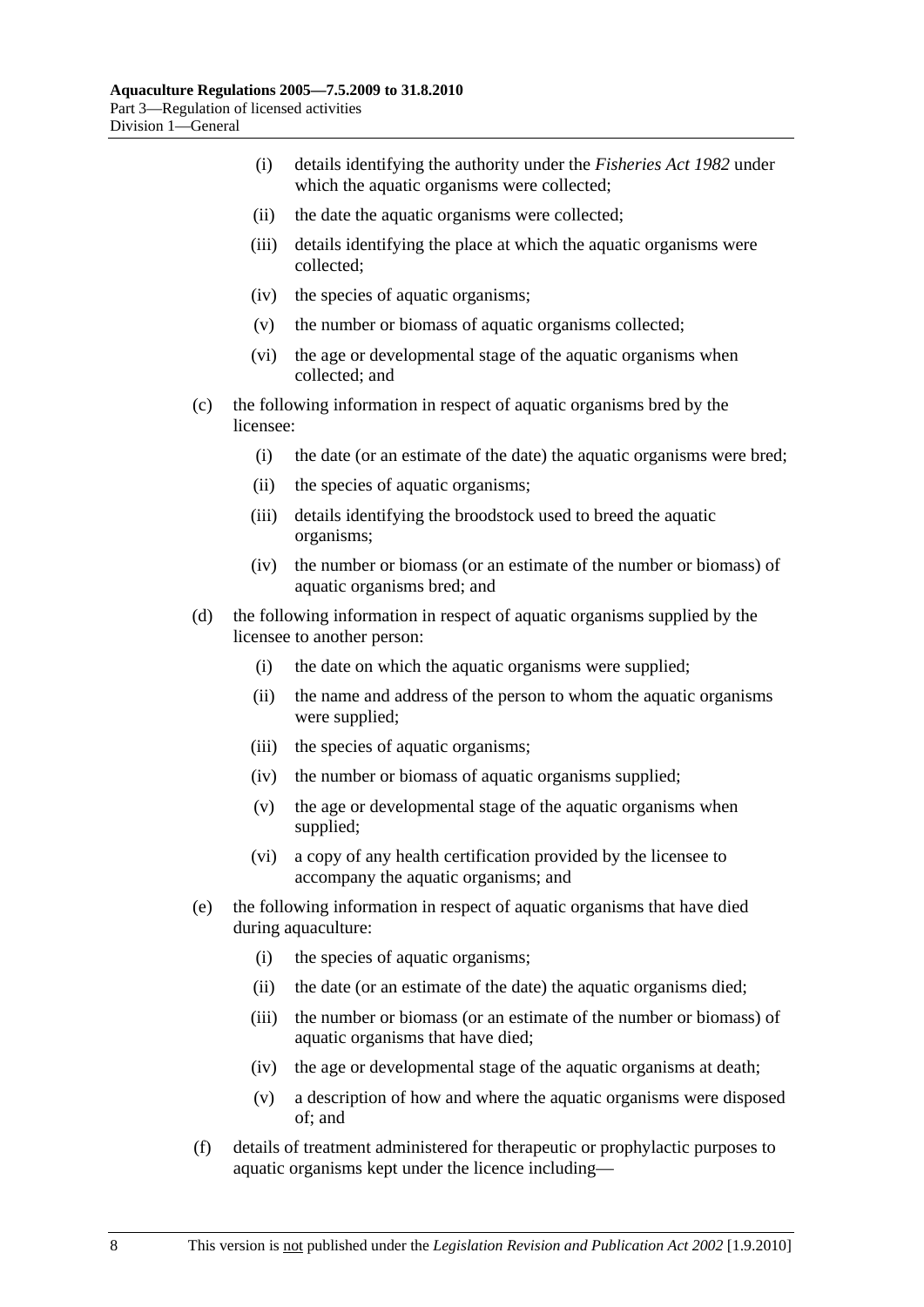- (i) details identifying the authority under the *Fisheries Act 1982* under which the aquatic organisms were collected;
- (ii) the date the aquatic organisms were collected;
- (iii) details identifying the place at which the aquatic organisms were collected;
- (iv) the species of aquatic organisms;
- (v) the number or biomass of aquatic organisms collected;
- (vi) the age or developmental stage of the aquatic organisms when collected; and

(c) the following information in respect of aquatic organisms bred by the licensee:

- (i) the date (or an estimate of the date) the aquatic organisms were bred;
- (ii) the species of aquatic organisms;
- (iii) details identifying the broodstock used to breed the aquatic organisms;
- (iv) the number or biomass (or an estimate of the number or biomass) of aquatic organisms bred; and

(d) the following information in respect of aquatic organisms supplied by the licensee to another person:

- (i) the date on which the aquatic organisms were supplied;
- (ii) the name and address of the person to whom the aquatic organisms were supplied;
- (iii) the species of aquatic organisms;
- (iv) the number or biomass of aquatic organisms supplied;
- (v) the age or developmental stage of the aquatic organisms when supplied;
- (vi) a copy of any health certification provided by the licensee to accompany the aquatic organisms; and

(e) the following information in respect of aquatic organisms that have died during aquaculture:

- (i) the species of aquatic organisms;
- (ii) the date (or an estimate of the date) the aquatic organisms died;
- (iii) the number or biomass (or an estimate of the number or biomass) of aquatic organisms that have died;
- (iv) the age or developmental stage of the aquatic organisms at death;
- (v) a description of how and where the aquatic organisms were disposed of; and

(f) details of treatment administered for therapeutic or prophylactic purposes to aquatic organisms kept under the licence including—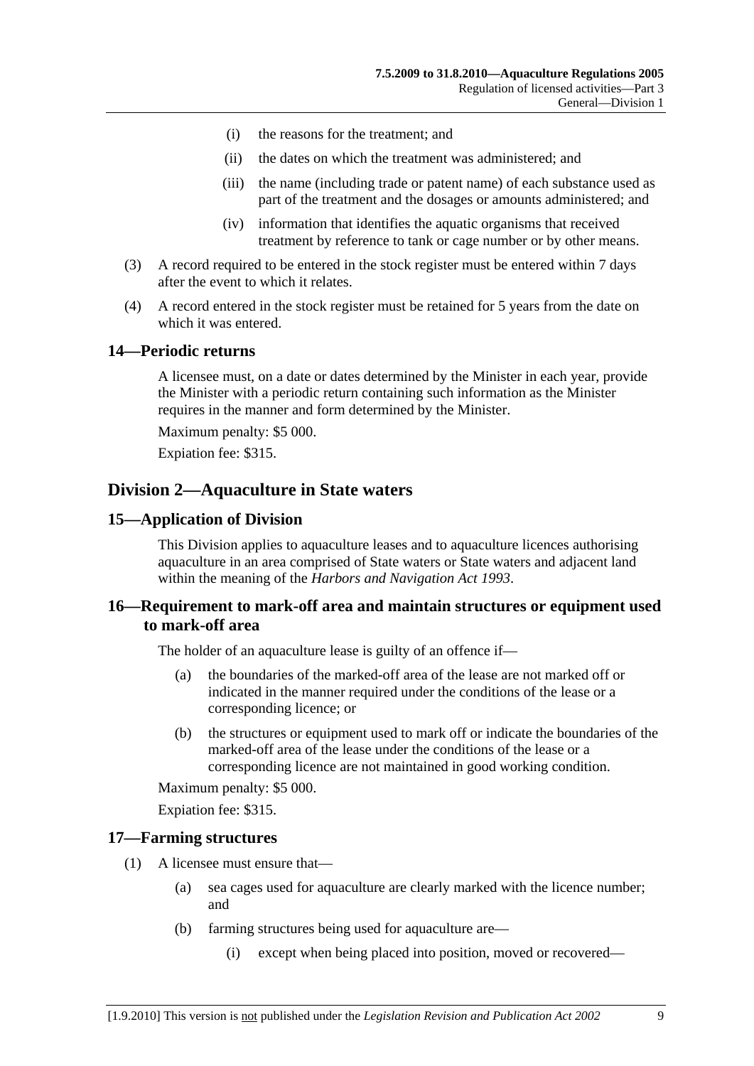(i) the reasons for the treatment; and

(ii) the dates on which the treatment was administered; and

(iii) the name (including trade or patent name) of each substance used as part of the treatment and the dosages or amounts administered; and

(iv) information that identifies the aquatic organisms that received treatment by reference to tank or cage number or by other means.

(3) A record required to be entered in the stock register must be entered within 7 days after the event to which it relates.

(4) A record entered in the stock register must be retained for 5 years from the date on which it was entered.

### 14—Periodic returns

A licensee must, on a date or dates determined by the Minister in each year, provide the Minister with a periodic return containing such information as the Minister requires in the manner and form determined by the Minister.

Maximum penalty: $5 000.

Expiation fee: $315.

## Division 2—Aquaculture in State waters

### 15—Application of Division

This Division applies to aquaculture leases and to aquaculture licences authorising aquaculture in an area comprised of State waters or State waters and adjacent land within the meaning of the *Harbors and Navigation Act 1993*.

### 16—Requirement to mark-off area and maintain structures or equipment used to mark-off area

The holder of an aquaculture lease is guilty of an offence if—

(a) the boundaries of the marked-off area of the lease are not marked off or indicated in the manner required under the conditions of the lease or a corresponding licence; or

(b) the structures or equipment used to mark off or indicate the boundaries of the marked-off area of the lease under the conditions of the lease or a corresponding licence are not maintained in good working condition.

Maximum penalty: $5 000.

Expiation fee: $315.

### 17—Farming structures

(1) A licensee must ensure that—

(a) sea cages used for aquaculture are clearly marked with the licence number; and

(b) farming structures being used for aquaculture are—

(i) except when being placed into position, moved or recovered—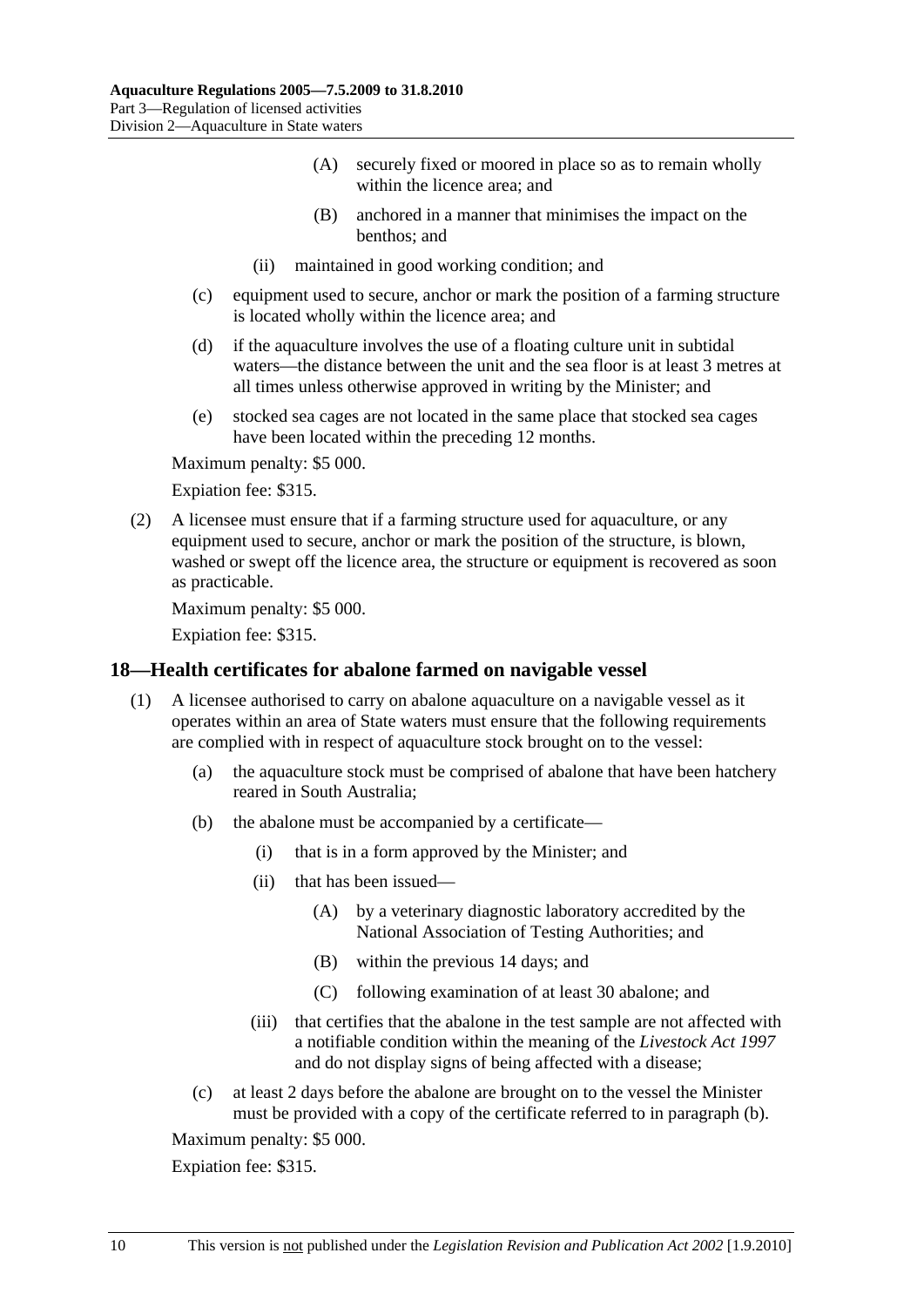(A) securely fixed or moored in place so as to remain wholly within the licence area; and

(B) anchored in a manner that minimises the impact on the benthos; and

(ii) maintained in good working condition; and

(c) equipment used to secure, anchor or mark the position of a farming structure is located wholly within the licence area; and

(d) if the aquaculture involves the use of a floating culture unit in subtidal waters—the distance between the unit and the sea floor is at least 3 metres at all times unless otherwise approved in writing by the Minister; and

(e) stocked sea cages are not located in the same place that stocked sea cages have been located within the preceding 12 months.

Maximum penalty: $5 000.

Expiation fee: $315.

(2) A licensee must ensure that if a farming structure used for aquaculture, or any equipment used to secure, anchor or mark the position of the structure, is blown, washed or swept off the licence area, the structure or equipment is recovered as soon as practicable.

Maximum penalty: $5 000.

Expiation fee: $315.

## 18—Health certificates for abalone farmed on navigable vessel

(1) A licensee authorised to carry on abalone aquaculture on a navigable vessel as it operates within an area of State waters must ensure that the following requirements are complied with in respect of aquaculture stock brought on to the vessel:

(a) the aquaculture stock must be comprised of abalone that have been hatchery reared in South Australia;

(b) the abalone must be accompanied by a certificate—

(i) that is in a form approved by the Minister; and

(ii) that has been issued—

(A) by a veterinary diagnostic laboratory accredited by the National Association of Testing Authorities; and

(B) within the previous 14 days; and

(C) following examination of at least 30 abalone; and

(iii) that certifies that the abalone in the test sample are not affected with a notifiable condition within the meaning of the *Livestock Act 1997* and do not display signs of being affected with a disease;

(c) at least 2 days before the abalone are brought on to the vessel the Minister must be provided with a copy of the certificate referred to in paragraph (b).

Maximum penalty: $5 000.

Expiation fee: $315.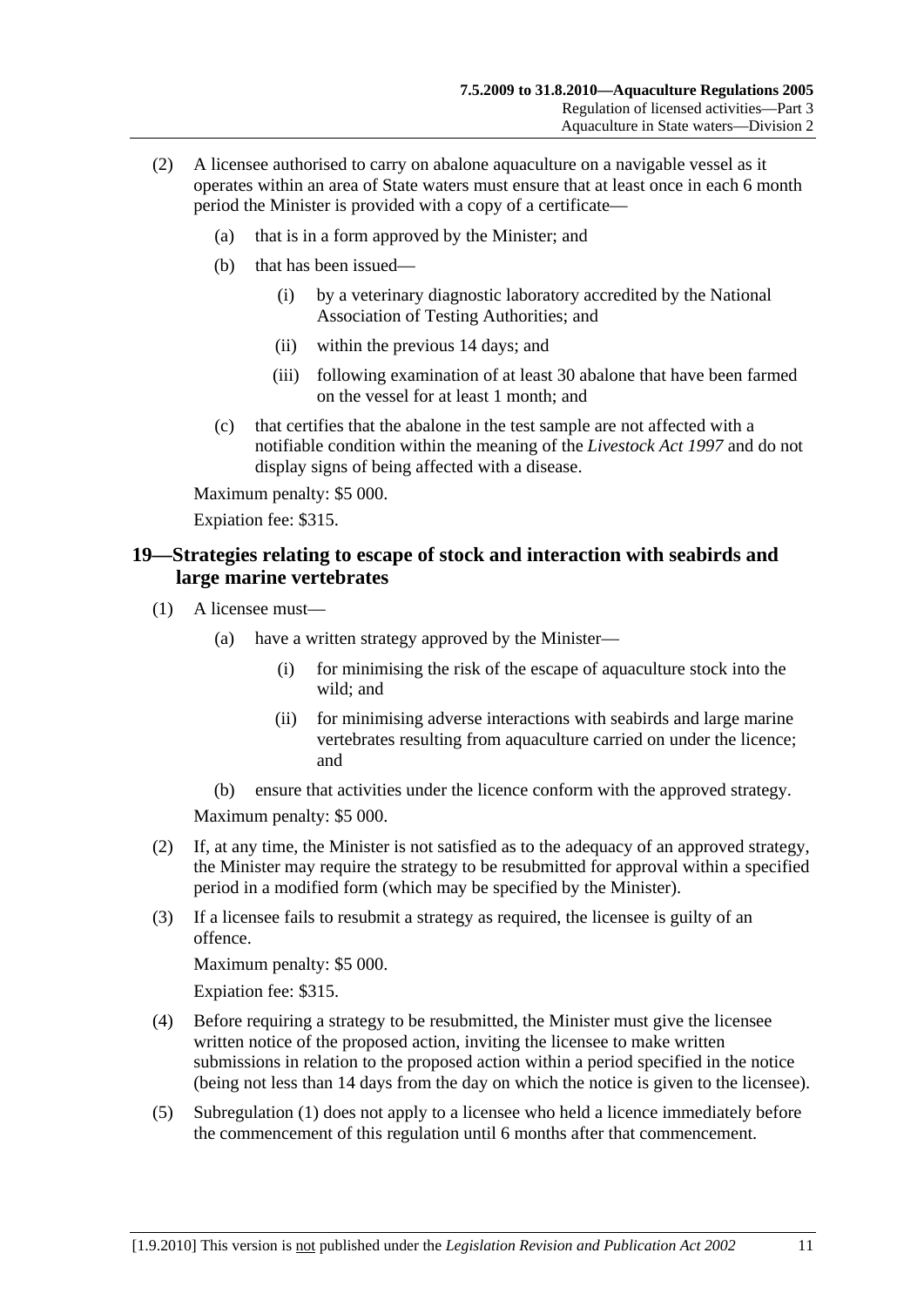(2) A licensee authorised to carry on abalone aquaculture on a navigable vessel as it operates within an area of State waters must ensure that at least once in each 6 month period the Minister is provided with a copy of a certificate—

(a) that is in a form approved by the Minister; and

(b) that has been issued—

(i) by a veterinary diagnostic laboratory accredited by the National Association of Testing Authorities; and

(ii) within the previous 14 days; and

(iii) following examination of at least 30 abalone that have been farmed on the vessel for at least 1 month; and

(c) that certifies that the abalone in the test sample are not affected with a notifiable condition within the meaning of the *Livestock Act 1997* and do not display signs of being affected with a disease.

Maximum penalty: $5 000.

Expiation fee: $315.

## 19—Strategies relating to escape of stock and interaction with seabirds and large marine vertebrates

(1) A licensee must—

(a) have a written strategy approved by the Minister—

(i) for minimising the risk of the escape of aquaculture stock into the wild; and

(ii) for minimising adverse interactions with seabirds and large marine vertebrates resulting from aquaculture carried on under the licence; and

(b) ensure that activities under the licence conform with the approved strategy.

Maximum penalty: $5 000.

(2) If, at any time, the Minister is not satisfied as to the adequacy of an approved strategy, the Minister may require the strategy to be resubmitted for approval within a specified period in a modified form (which may be specified by the Minister).

(3) If a licensee fails to resubmit a strategy as required, the licensee is guilty of an offence.

Maximum penalty: $5 000.

Expiation fee: $315.

(4) Before requiring a strategy to be resubmitted, the Minister must give the licensee written notice of the proposed action, inviting the licensee to make written submissions in relation to the proposed action within a period specified in the notice (being not less than 14 days from the day on which the notice is given to the licensee).

(5) Subregulation (1) does not apply to a licensee who held a licence immediately before the commencement of this regulation until 6 months after that commencement.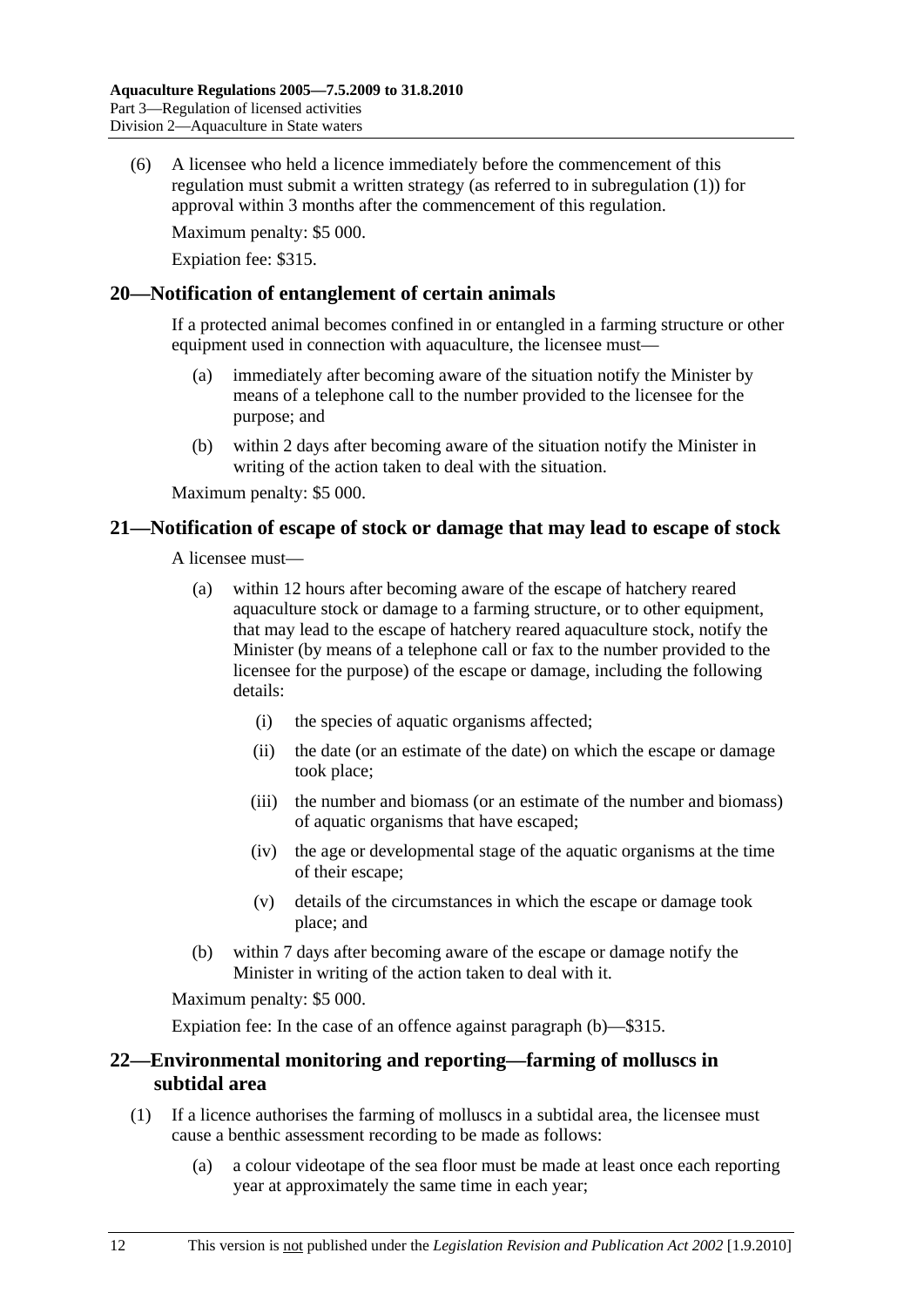(6) A licensee who held a licence immediately before the commencement of this regulation must submit a written strategy (as referred to in subregulation (1)) for approval within 3 months after the commencement of this regulation.

Maximum penalty: $5 000.

Expiation fee: $315.

## 20—Notification of entanglement of certain animals

If a protected animal becomes confined in or entangled in a farming structure or other equipment used in connection with aquaculture, the licensee must—

(a) immediately after becoming aware of the situation notify the Minister by means of a telephone call to the number provided to the licensee for the purpose; and

(b) within 2 days after becoming aware of the situation notify the Minister in writing of the action taken to deal with the situation.

Maximum penalty: $5 000.

## 21—Notification of escape of stock or damage that may lead to escape of stock

A licensee must—

(a) within 12 hours after becoming aware of the escape of hatchery reared aquaculture stock or damage to a farming structure, or to other equipment, that may lead to the escape of hatchery reared aquaculture stock, notify the Minister (by means of a telephone call or fax to the number provided to the licensee for the purpose) of the escape or damage, including the following details:

(i) the species of aquatic organisms affected;

(ii) the date (or an estimate of the date) on which the escape or damage took place;

(iii) the number and biomass (or an estimate of the number and biomass) of aquatic organisms that have escaped;

(iv) the age or developmental stage of the aquatic organisms at the time of their escape;

(v) details of the circumstances in which the escape or damage took place; and

(b) within 7 days after becoming aware of the escape or damage notify the Minister in writing of the action taken to deal with it.

Maximum penalty: $5 000.

Expiation fee: In the case of an offence against paragraph (b)—$315.

## 22—Environmental monitoring and reporting—farming of molluscs in subtidal area

(1) If a licence authorises the farming of molluscs in a subtidal area, the licensee must cause a benthic assessment recording to be made as follows:

(a) a colour videotape of the sea floor must be made at least once each reporting year at approximately the same time in each year;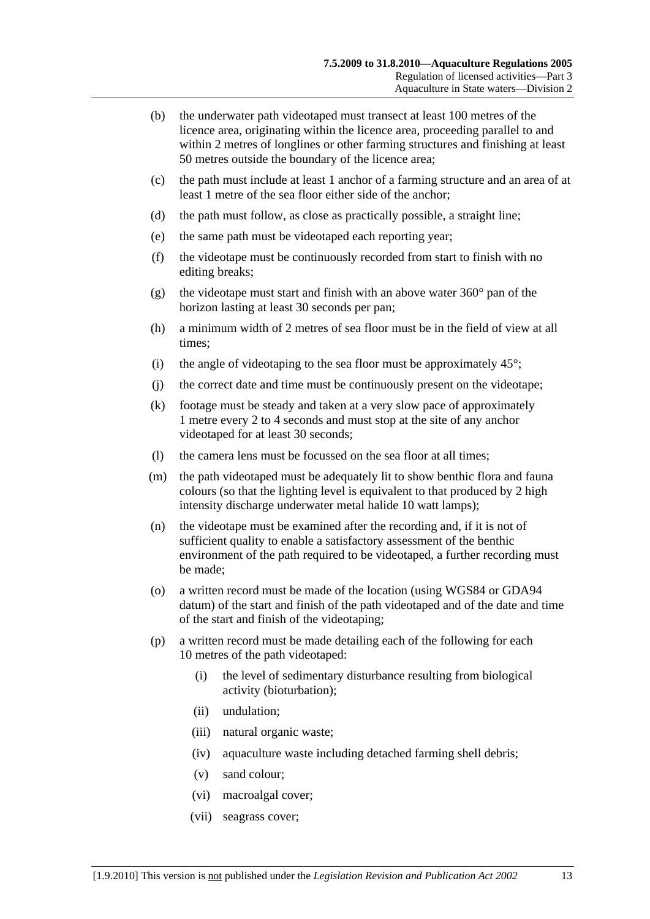(b) the underwater path videotaped must transect at least 100 metres of the licence area, originating within the licence area, proceeding parallel to and within 2 metres of longlines or other farming structures and finishing at least 50 metres outside the boundary of the licence area;

(c) the path must include at least 1 anchor of a farming structure and an area of at least 1 metre of the sea floor either side of the anchor;

(d) the path must follow, as close as practically possible, a straight line;

(e) the same path must be videotaped each reporting year;

(f) the videotape must be continuously recorded from start to finish with no editing breaks;

(g) the videotape must start and finish with an above water 360° pan of the horizon lasting at least 30 seconds per pan;

(h) a minimum width of 2 metres of sea floor must be in the field of view at all times;

(i) the angle of videotaping to the sea floor must be approximately 45°;

(j) the correct date and time must be continuously present on the videotape;

(k) footage must be steady and taken at a very slow pace of approximately 1 metre every 2 to 4 seconds and must stop at the site of any anchor videotaped for at least 30 seconds;

(l) the camera lens must be focussed on the sea floor at all times;

(m) the path videotaped must be adequately lit to show benthic flora and fauna colours (so that the lighting level is equivalent to that produced by 2 high intensity discharge underwater metal halide 10 watt lamps);

(n) the videotape must be examined after the recording and, if it is not of sufficient quality to enable a satisfactory assessment of the benthic environment of the path required to be videotaped, a further recording must be made;

(o) a written record must be made of the location (using WGS84 or GDA94 datum) of the start and finish of the path videotaped and of the date and time of the start and finish of the videotaping;

(p) a written record must be made detailing each of the following for each 10 metres of the path videotaped:

  (i) the level of sedimentary disturbance resulting from biological activity (bioturbation);

  (ii) undulation;

  (iii) natural organic waste;

  (iv) aquaculture waste including detached farming shell debris;

  (v) sand colour;

  (vi) macroalgal cover;

  (vii) seagrass cover;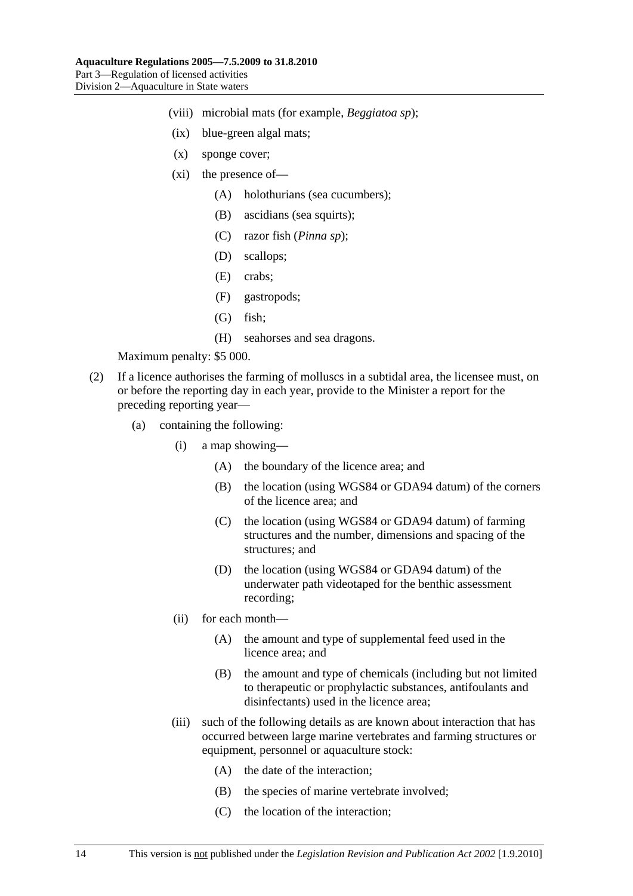(viii) microbial mats (for example, *Beggiatoa sp*);

(ix) blue-green algal mats;

(x) sponge cover;

(xi) the presence of—

(A) holothurians (sea cucumbers);

(B) ascidians (sea squirts);

(C) razor fish (*Pinna sp*);

(D) scallops;

(E) crabs;

(F) gastropods;

(G) fish;

(H) seahorses and sea dragons.

Maximum penalty: $5 000.

(2) If a licence authorises the farming of molluscs in a subtidal area, the licensee must, on or before the reporting day in each year, provide to the Minister a report for the preceding reporting year—

(a) containing the following:

(i) a map showing—

(A) the boundary of the licence area; and

(B) the location (using WGS84 or GDA94 datum) of the corners of the licence area; and

(C) the location (using WGS84 or GDA94 datum) of farming structures and the number, dimensions and spacing of the structures; and

(D) the location (using WGS84 or GDA94 datum) of the underwater path videotaped for the benthic assessment recording;

(ii) for each month—

(A) the amount and type of supplemental feed used in the licence area; and

(B) the amount and type of chemicals (including but not limited to therapeutic or prophylactic substances, antifoulants and disinfectants) used in the licence area;

(iii) such of the following details as are known about interaction that has occurred between large marine vertebrates and farming structures or equipment, personnel or aquaculture stock:

(A) the date of the interaction;

(B) the species of marine vertebrate involved;

(C) the location of the interaction;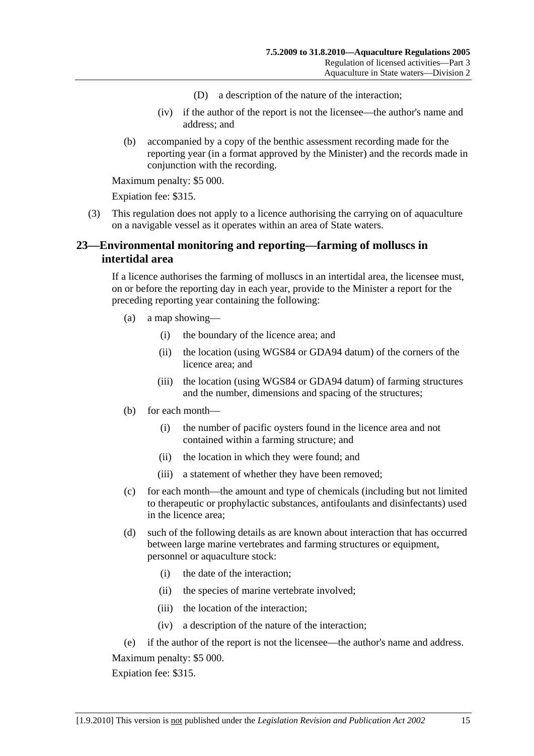(D) a description of the nature of the interaction;

(iv) if the author of the report is not the licensee—the author's name and address; and

(b) accompanied by a copy of the benthic assessment recording made for the reporting year (in a format approved by the Minister) and the records made in conjunction with the recording.

Maximum penalty: $5 000.

Expiation fee: $315.

(3) This regulation does not apply to a licence authorising the carrying on of aquaculture on a navigable vessel as it operates within an area of State waters.

## 23—Environmental monitoring and reporting—farming of molluscs in intertidal area

If a licence authorises the farming of molluscs in an intertidal area, the licensee must, on or before the reporting day in each year, provide to the Minister a report for the preceding reporting year containing the following:

(a) a map showing—

(i) the boundary of the licence area; and

(ii) the location (using WGS84 or GDA94 datum) of the corners of the licence area; and

(iii) the location (using WGS84 or GDA94 datum) of farming structures and the number, dimensions and spacing of the structures;

(b) for each month—

(i) the number of pacific oysters found in the licence area and not contained within a farming structure; and

(ii) the location in which they were found; and

(iii) a statement of whether they have been removed;

(c) for each month—the amount and type of chemicals (including but not limited to therapeutic or prophylactic substances, antifoulants and disinfectants) used in the licence area;

(d) such of the following details as are known about interaction that has occurred between large marine vertebrates and farming structures or equipment, personnel or aquaculture stock:

(i) the date of the interaction;

(ii) the species of marine vertebrate involved;

(iii) the location of the interaction;

(iv) a description of the nature of the interaction;

(e) if the author of the report is not the licensee—the author's name and address.

Maximum penalty: $5 000.

Expiation fee: $315.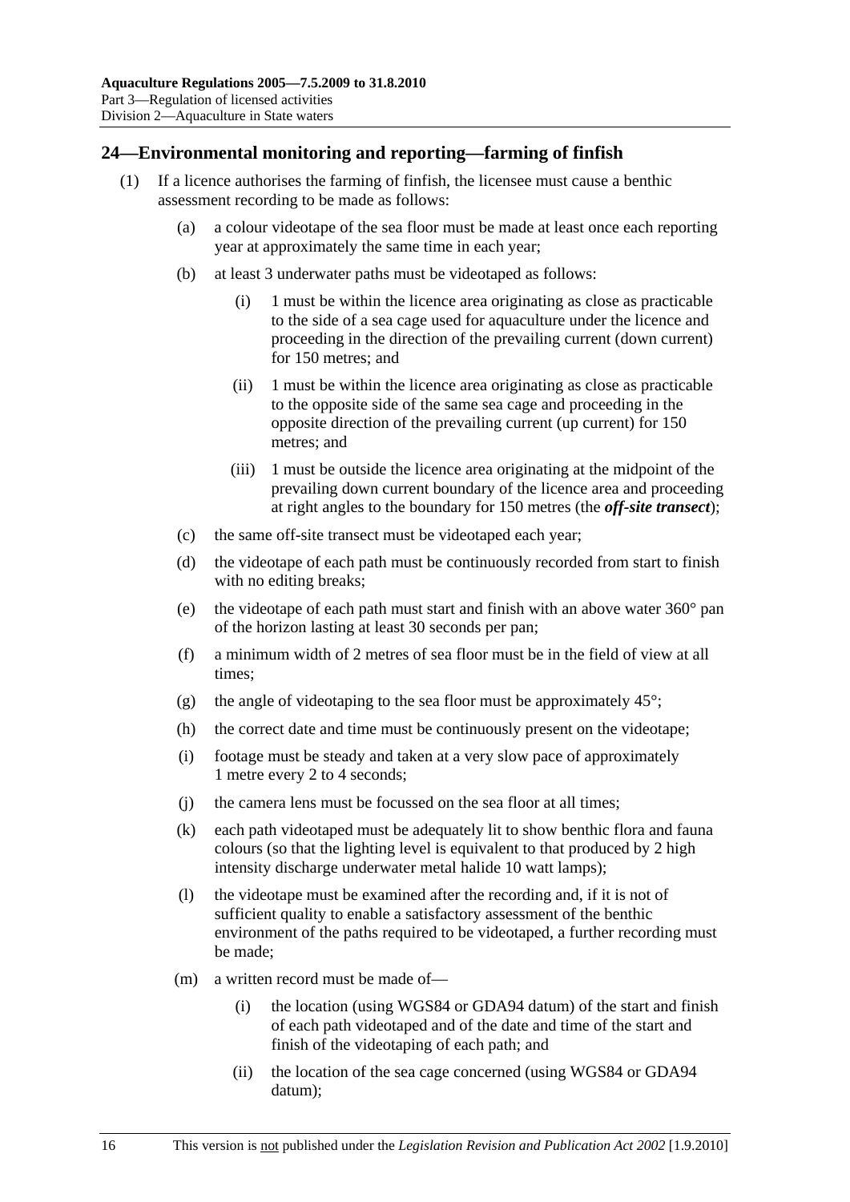## 24—Environmental monitoring and reporting—farming of finfish

(1) If a licence authorises the farming of finfish, the licensee must cause a benthic assessment recording to be made as follows:

(a) a colour videotape of the sea floor must be made at least once each reporting year at approximately the same time in each year;

(b) at least 3 underwater paths must be videotaped as follows:

(i) 1 must be within the licence area originating as close as practicable to the side of a sea cage used for aquaculture under the licence and proceeding in the direction of the prevailing current (down current) for 150 metres; and

(ii) 1 must be within the licence area originating as close as practicable to the opposite side of the same sea cage and proceeding in the opposite direction of the prevailing current (up current) for 150 metres; and

(iii) 1 must be outside the licence area originating at the midpoint of the prevailing down current boundary of the licence area and proceeding at right angles to the boundary for 150 metres (the ***off-site transect***);

(c) the same off-site transect must be videotaped each year;

(d) the videotape of each path must be continuously recorded from start to finish with no editing breaks;

(e) the videotape of each path must start and finish with an above water 360° pan of the horizon lasting at least 30 seconds per pan;

(f) a minimum width of 2 metres of sea floor must be in the field of view at all times;

(g) the angle of videotaping to the sea floor must be approximately 45°;

(h) the correct date and time must be continuously present on the videotape;

(i) footage must be steady and taken at a very slow pace of approximately 1 metre every 2 to 4 seconds;

(j) the camera lens must be focussed on the sea floor at all times;

(k) each path videotaped must be adequately lit to show benthic flora and fauna colours (so that the lighting level is equivalent to that produced by 2 high intensity discharge underwater metal halide 10 watt lamps);

(l) the videotape must be examined after the recording and, if it is not of sufficient quality to enable a satisfactory assessment of the benthic environment of the paths required to be videotaped, a further recording must be made;

(m) a written record must be made of—

(i) the location (using WGS84 or GDA94 datum) of the start and finish of each path videotaped and of the date and time of the start and finish of the videotaping of each path; and

(ii) the location of the sea cage concerned (using WGS84 or GDA94 datum);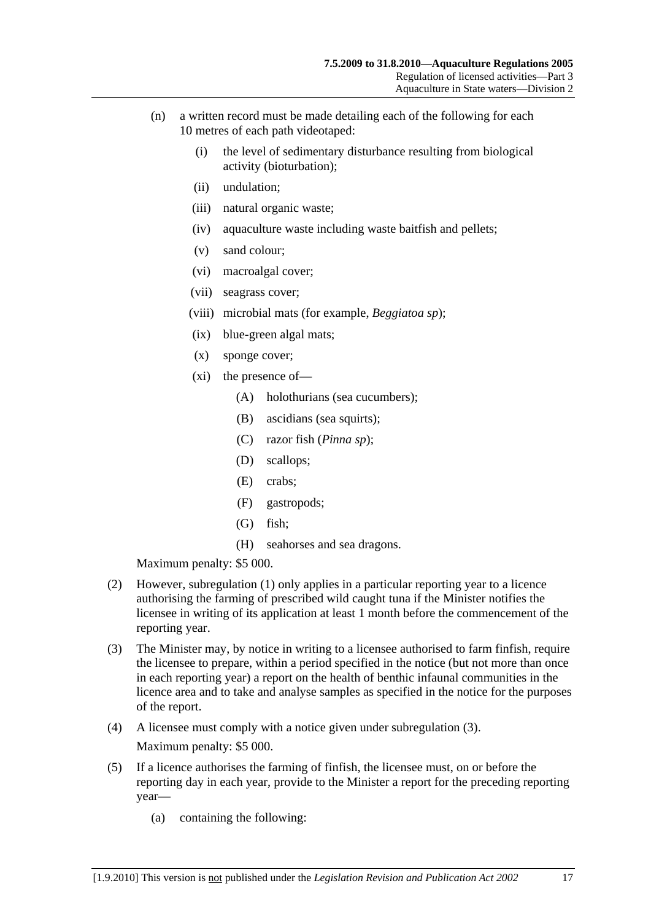(n) a written record must be made detailing each of the following for each 10 metres of each path videotaped:

   (i) the level of sedimentary disturbance resulting from biological activity (bioturbation);

   (ii) undulation;

   (iii) natural organic waste;

   (iv) aquaculture waste including waste baitfish and pellets;

   (v) sand colour;

   (vi) macroalgal cover;

   (vii) seagrass cover;

   (viii) microbial mats (for example, *Beggiatoa sp*);

   (ix) blue-green algal mats;

   (x) sponge cover;

   (xi) the presence of—

      (A) holothurians (sea cucumbers);

      (B) ascidians (sea squirts);

      (C) razor fish (*Pinna sp*);

      (D) scallops;

      (E) crabs;

      (F) gastropods;

      (G) fish;

      (H) seahorses and sea dragons.

Maximum penalty: $5 000.

(2) However, subregulation (1) only applies in a particular reporting year to a licence authorising the farming of prescribed wild caught tuna if the Minister notifies the licensee in writing of its application at least 1 month before the commencement of the reporting year.

(3) The Minister may, by notice in writing to a licensee authorised to farm finfish, require the licensee to prepare, within a period specified in the notice (but not more than once in each reporting year) a report on the health of benthic infaunal communities in the licence area and to take and analyse samples as specified in the notice for the purposes of the report.

(4) A licensee must comply with a notice given under subregulation (3).

Maximum penalty: $5 000.

(5) If a licence authorises the farming of finfish, the licensee must, on or before the reporting day in each year, provide to the Minister a report for the preceding reporting year—

   (a) containing the following: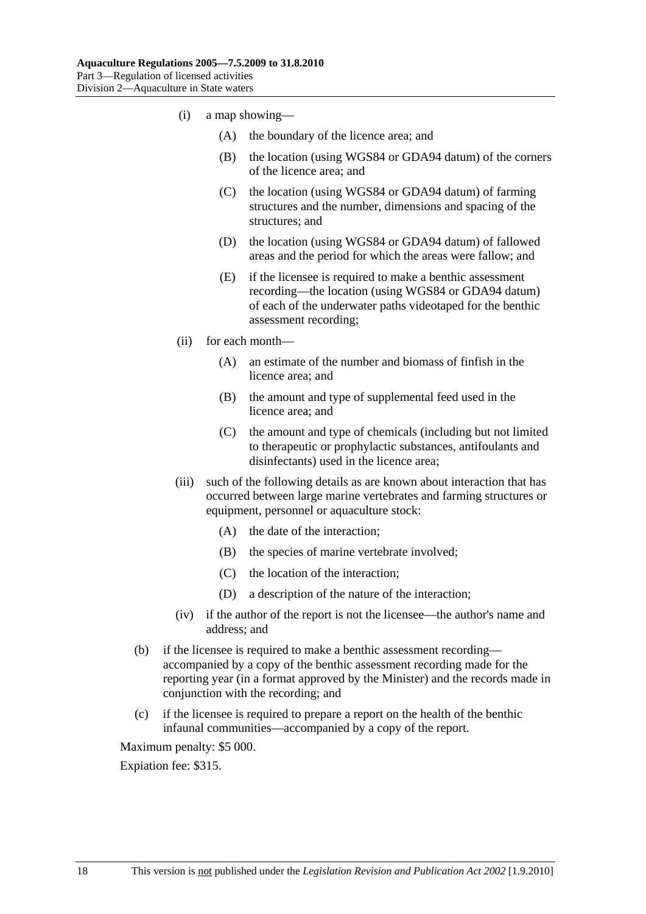(i) a map showing—

 (A) the boundary of the licence area; and

 (B) the location (using WGS84 or GDA94 datum) of the corners of the licence area; and

 (C) the location (using WGS84 or GDA94 datum) of farming structures and the number, dimensions and spacing of the structures; and

 (D) the location (using WGS84 or GDA94 datum) of fallowed areas and the period for which the areas were fallow; and

 (E) if the licensee is required to make a benthic assessment recording—the location (using WGS84 or GDA94 datum) of each of the underwater paths videotaped for the benthic assessment recording;

(ii) for each month—

 (A) an estimate of the number and biomass of finfish in the licence area; and

 (B) the amount and type of supplemental feed used in the licence area; and

 (C) the amount and type of chemicals (including but not limited to therapeutic or prophylactic substances, antifoulants and disinfectants) used in the licence area;

(iii) such of the following details as are known about interaction that has occurred between large marine vertebrates and farming structures or equipment, personnel or aquaculture stock:

 (A) the date of the interaction;

 (B) the species of marine vertebrate involved;

 (C) the location of the interaction;

 (D) a description of the nature of the interaction;

(iv) if the author of the report is not the licensee—the author's name and address; and

(b) if the licensee is required to make a benthic assessment recording—accompanied by a copy of the benthic assessment recording made for the reporting year (in a format approved by the Minister) and the records made in conjunction with the recording; and

(c) if the licensee is required to prepare a report on the health of the benthic infaunal communities—accompanied by a copy of the report.

Maximum penalty: $5 000.

Expiation fee: $315.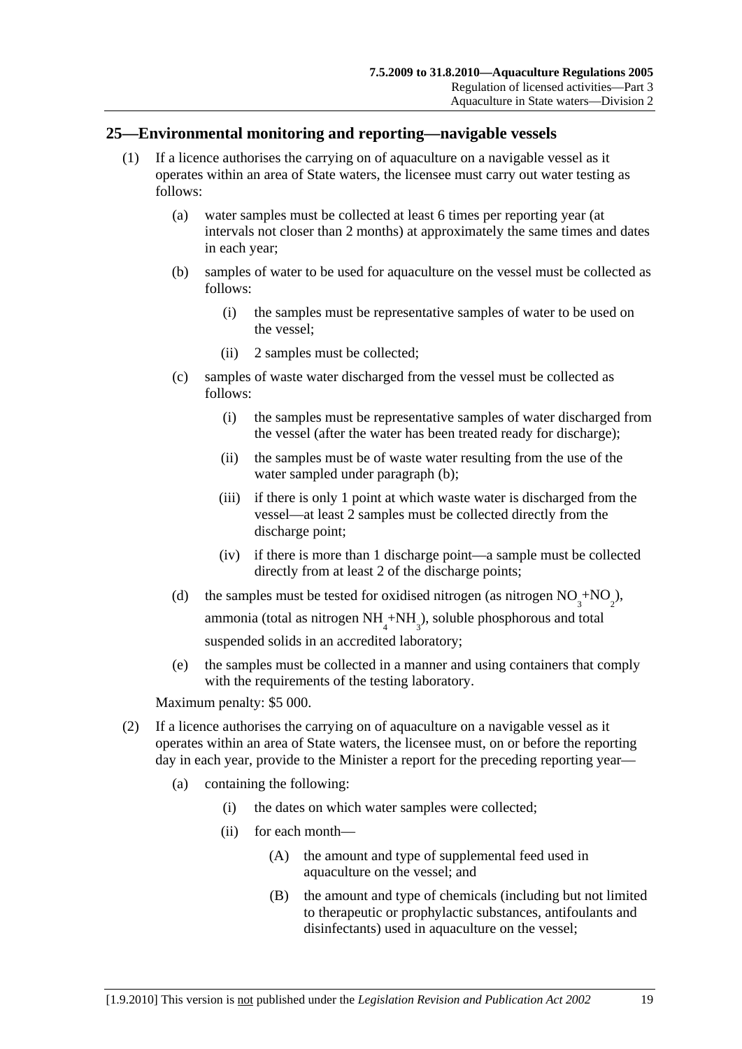## 25—Environmental monitoring and reporting—navigable vessels

(1) If a licence authorises the carrying on of aquaculture on a navigable vessel as it operates within an area of State waters, the licensee must carry out water testing as follows:

(a) water samples must be collected at least 6 times per reporting year (at intervals not closer than 2 months) at approximately the same times and dates in each year;

(b) samples of water to be used for aquaculture on the vessel must be collected as follows:

(i) the samples must be representative samples of water to be used on the vessel;

(ii) 2 samples must be collected;

(c) samples of waste water discharged from the vessel must be collected as follows:

(i) the samples must be representative samples of water discharged from the vessel (after the water has been treated ready for discharge);

(ii) the samples must be of waste water resulting from the use of the water sampled under paragraph (b);

(iii) if there is only 1 point at which waste water is discharged from the vessel—at least 2 samples must be collected directly from the discharge point;

(iv) if there is more than 1 discharge point—a sample must be collected directly from at least 2 of the discharge points;

(d) the samples must be tested for oxidised nitrogen (as nitrogen $NO_3$+$NO_2$), ammonia (total as nitrogen $NH_4$+$NH_3$), soluble phosphorous and total suspended solids in an accredited laboratory;

(e) the samples must be collected in a manner and using containers that comply with the requirements of the testing laboratory.

Maximum penalty: $5 000.

(2) If a licence authorises the carrying on of aquaculture on a navigable vessel as it operates within an area of State waters, the licensee must, on or before the reporting day in each year, provide to the Minister a report for the preceding reporting year—

(a) containing the following:

(i) the dates on which water samples were collected;

(ii) for each month—

(A) the amount and type of supplemental feed used in aquaculture on the vessel; and

(B) the amount and type of chemicals (including but not limited to therapeutic or prophylactic substances, antifoulants and disinfectants) used in aquaculture on the vessel;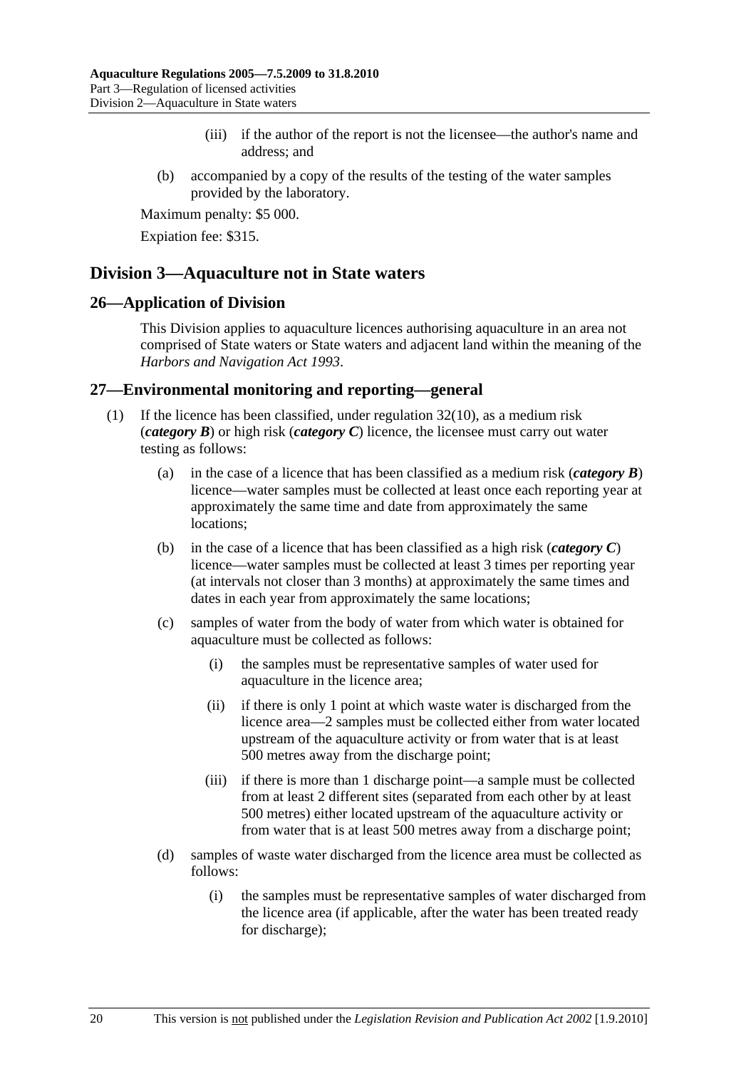(iii) if the author of the report is not the licensee—the author's name and address; and

(b) accompanied by a copy of the results of the testing of the water samples provided by the laboratory.

Maximum penalty: $5 000.

Expiation fee: $315.

## Division 3—Aquaculture not in State waters

### 26—Application of Division

This Division applies to aquaculture licences authorising aquaculture in an area not comprised of State waters or State waters and adjacent land within the meaning of the *Harbors and Navigation Act 1993*.

### 27—Environmental monitoring and reporting—general

(1) If the licence has been classified, under regulation 32(10), as a medium risk (***category B***) or high risk (***category C***) licence, the licensee must carry out water testing as follows:

(a) in the case of a licence that has been classified as a medium risk (***category B***) licence—water samples must be collected at least once each reporting year at approximately the same time and date from approximately the same locations;

(b) in the case of a licence that has been classified as a high risk (***category C***) licence—water samples must be collected at least 3 times per reporting year (at intervals not closer than 3 months) at approximately the same times and dates in each year from approximately the same locations;

(c) samples of water from the body of water from which water is obtained for aquaculture must be collected as follows:

(i) the samples must be representative samples of water used for aquaculture in the licence area;

(ii) if there is only 1 point at which waste water is discharged from the licence area—2 samples must be collected either from water located upstream of the aquaculture activity or from water that is at least 500 metres away from the discharge point;

(iii) if there is more than 1 discharge point—a sample must be collected from at least 2 different sites (separated from each other by at least 500 metres) either located upstream of the aquaculture activity or from water that is at least 500 metres away from a discharge point;

(d) samples of waste water discharged from the licence area must be collected as follows:

(i) the samples must be representative samples of water discharged from the licence area (if applicable, after the water has been treated ready for discharge);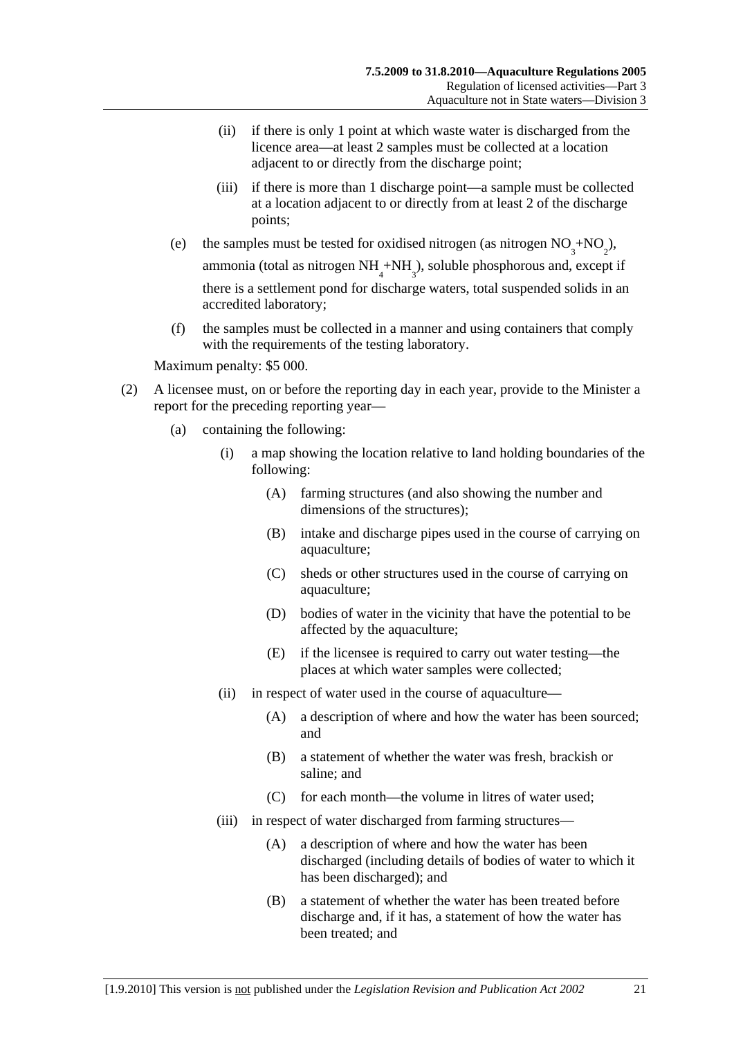(ii) if there is only 1 point at which waste water is discharged from the licence area—at least 2 samples must be collected at a location adjacent to or directly from the discharge point;

(iii) if there is more than 1 discharge point—a sample must be collected at a location adjacent to or directly from at least 2 of the discharge points;

(e) the samples must be tested for oxidised nitrogen (as nitrogen $NO_3$+$NO_2$), ammonia (total as nitrogen $NH_4$+$NH_3$), soluble phosphorous and, except if there is a settlement pond for discharge waters, total suspended solids in an accredited laboratory;

(f) the samples must be collected in a manner and using containers that comply with the requirements of the testing laboratory.

Maximum penalty: $5 000.

(2) A licensee must, on or before the reporting day in each year, provide to the Minister a report for the preceding reporting year—

(a) containing the following:

(i) a map showing the location relative to land holding boundaries of the following:

(A) farming structures (and also showing the number and dimensions of the structures);

(B) intake and discharge pipes used in the course of carrying on aquaculture;

(C) sheds or other structures used in the course of carrying on aquaculture;

(D) bodies of water in the vicinity that have the potential to be affected by the aquaculture;

(E) if the licensee is required to carry out water testing—the places at which water samples were collected;

(ii) in respect of water used in the course of aquaculture—

(A) a description of where and how the water has been sourced; and

(B) a statement of whether the water was fresh, brackish or saline; and

(C) for each month—the volume in litres of water used;

(iii) in respect of water discharged from farming structures—

(A) a description of where and how the water has been discharged (including details of bodies of water to which it has been discharged); and

(B) a statement of whether the water has been treated before discharge and, if it has, a statement of how the water has been treated; and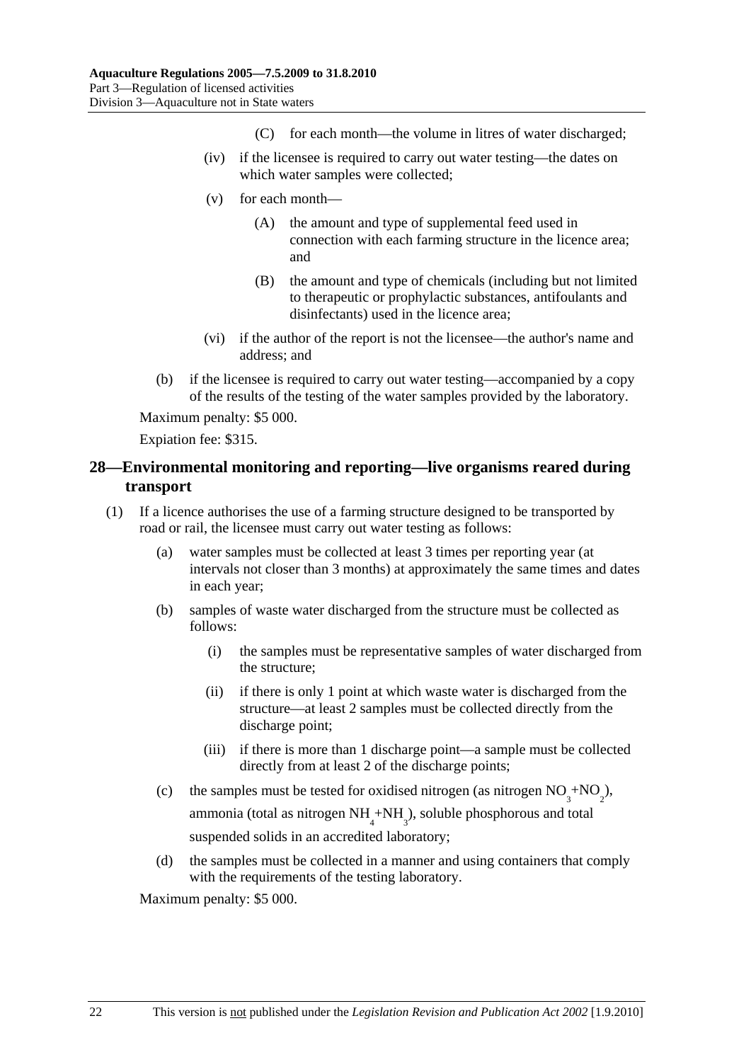(C) for each month—the volume in litres of water discharged;

(iv) if the licensee is required to carry out water testing—the dates on which water samples were collected;

(v) for each month—

(A) the amount and type of supplemental feed used in connection with each farming structure in the licence area; and

(B) the amount and type of chemicals (including but not limited to therapeutic or prophylactic substances, antifoulants and disinfectants) used in the licence area;

(vi) if the author of the report is not the licensee—the author's name and address; and

(b) if the licensee is required to carry out water testing—accompanied by a copy of the results of the testing of the water samples provided by the laboratory.

Maximum penalty: $5 000.

Expiation fee: $315.

## 28—Environmental monitoring and reporting—live organisms reared during transport

(1) If a licence authorises the use of a farming structure designed to be transported by road or rail, the licensee must carry out water testing as follows:

(a) water samples must be collected at least 3 times per reporting year (at intervals not closer than 3 months) at approximately the same times and dates in each year;

(b) samples of waste water discharged from the structure must be collected as follows:

(i) the samples must be representative samples of water discharged from the structure;

(ii) if there is only 1 point at which waste water is discharged from the structure—at least 2 samples must be collected directly from the discharge point;

(iii) if there is more than 1 discharge point—a sample must be collected directly from at least 2 of the discharge points;

(c) the samples must be tested for oxidised nitrogen (as nitrogen $NO_3$+$NO_2$), ammonia (total as nitrogen $NH_4$+$NH_3$), soluble phosphorous and total suspended solids in an accredited laboratory;

(d) the samples must be collected in a manner and using containers that comply with the requirements of the testing laboratory.

Maximum penalty: $5 000.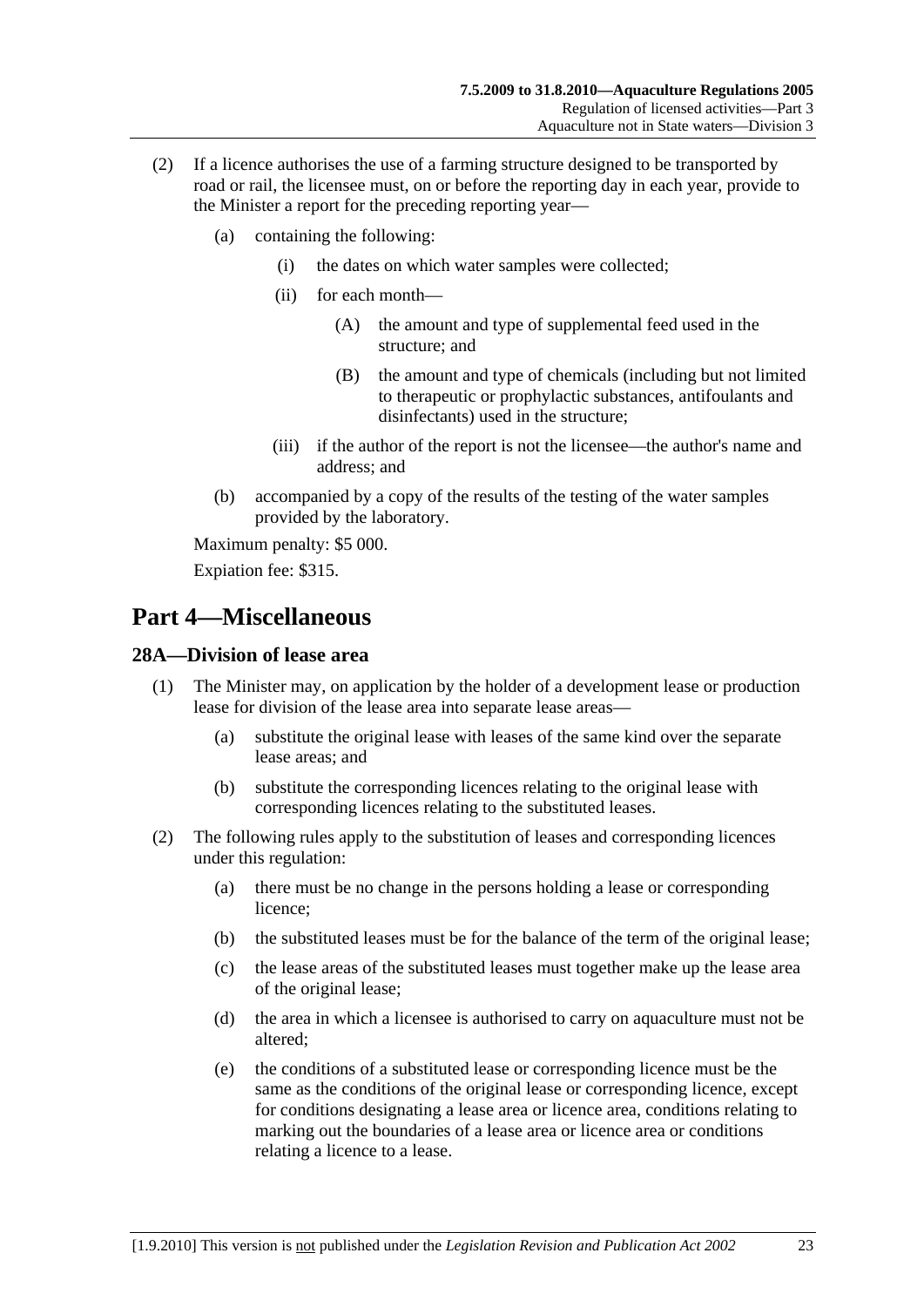(2) If a licence authorises the use of a farming structure designed to be transported by road or rail, the licensee must, on or before the reporting day in each year, provide to the Minister a report for the preceding reporting year—

(a) containing the following:

(i) the dates on which water samples were collected;

(ii) for each month—

(A) the amount and type of supplemental feed used in the structure; and

(B) the amount and type of chemicals (including but not limited to therapeutic or prophylactic substances, antifoulants and disinfectants) used in the structure;

(iii) if the author of the report is not the licensee—the author's name and address; and

(b) accompanied by a copy of the results of the testing of the water samples provided by the laboratory.

Maximum penalty: $5 000.

Expiation fee: $315.

# Part 4—Miscellaneous

## 28A—Division of lease area

(1) The Minister may, on application by the holder of a development lease or production lease for division of the lease area into separate lease areas—

(a) substitute the original lease with leases of the same kind over the separate lease areas; and

(b) substitute the corresponding licences relating to the original lease with corresponding licences relating to the substituted leases.

(2) The following rules apply to the substitution of leases and corresponding licences under this regulation:

(a) there must be no change in the persons holding a lease or corresponding licence;

(b) the substituted leases must be for the balance of the term of the original lease;

(c) the lease areas of the substituted leases must together make up the lease area of the original lease;

(d) the area in which a licensee is authorised to carry on aquaculture must not be altered;

(e) the conditions of a substituted lease or corresponding licence must be the same as the conditions of the original lease or corresponding licence, except for conditions designating a lease area or licence area, conditions relating to marking out the boundaries of a lease area or licence area or conditions relating a licence to a lease.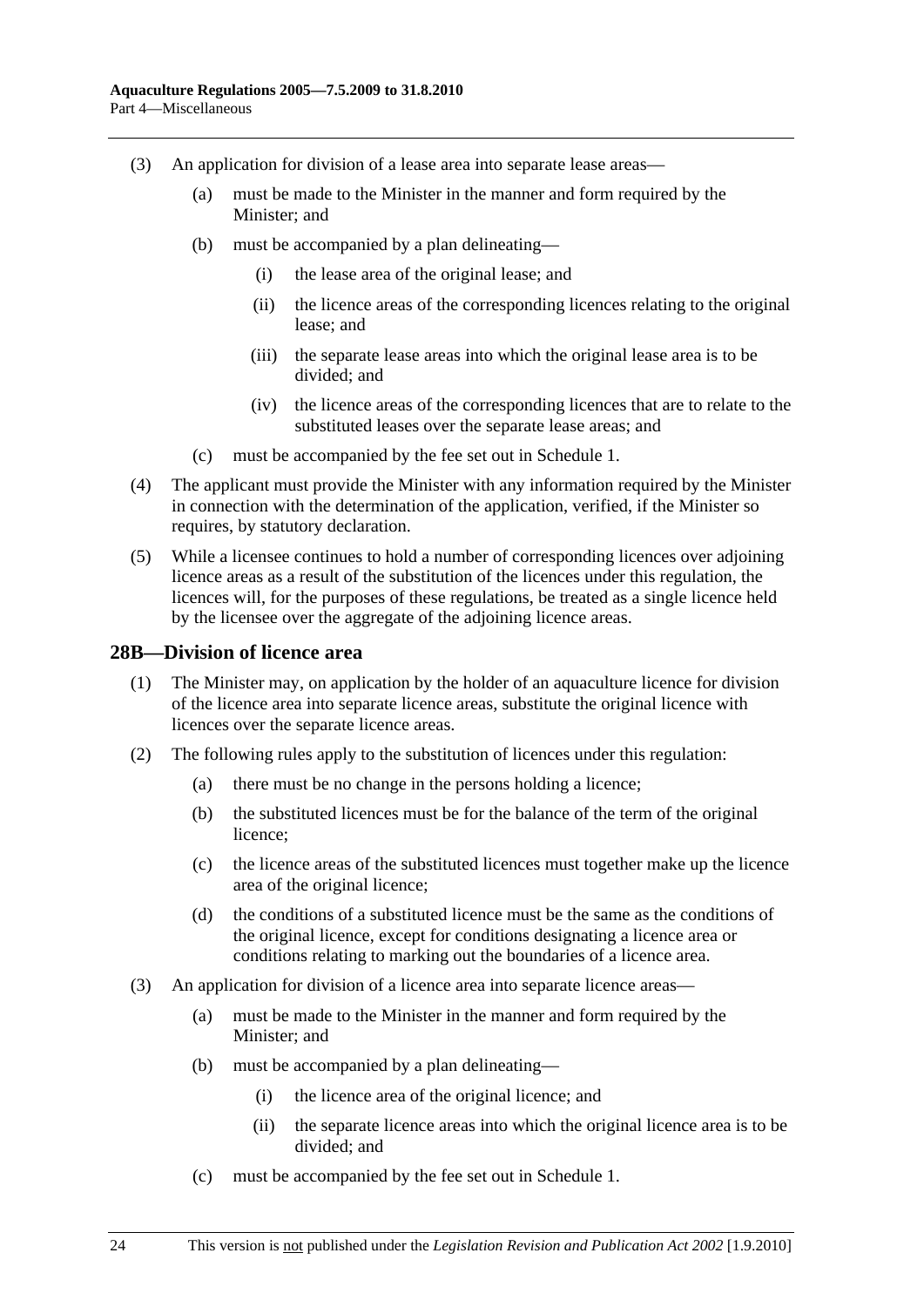(3) An application for division of a lease area into separate lease areas—

(a) must be made to the Minister in the manner and form required by the Minister; and

(b) must be accompanied by a plan delineating—

(i) the lease area of the original lease; and

(ii) the licence areas of the corresponding licences relating to the original lease; and

(iii) the separate lease areas into which the original lease area is to be divided; and

(iv) the licence areas of the corresponding licences that are to relate to the substituted leases over the separate lease areas; and

(c) must be accompanied by the fee set out in Schedule 1.

(4) The applicant must provide the Minister with any information required by the Minister in connection with the determination of the application, verified, if the Minister so requires, by statutory declaration.

(5) While a licensee continues to hold a number of corresponding licences over adjoining licence areas as a result of the substitution of the licences under this regulation, the licences will, for the purposes of these regulations, be treated as a single licence held by the licensee over the aggregate of the adjoining licence areas.

## 28B—Division of licence area

(1) The Minister may, on application by the holder of an aquaculture licence for division of the licence area into separate licence areas, substitute the original licence with licences over the separate licence areas.

(2) The following rules apply to the substitution of licences under this regulation:

(a) there must be no change in the persons holding a licence;

(b) the substituted licences must be for the balance of the term of the original licence;

(c) the licence areas of the substituted licences must together make up the licence area of the original licence;

(d) the conditions of a substituted licence must be the same as the conditions of the original licence, except for conditions designating a licence area or conditions relating to marking out the boundaries of a licence area.

(3) An application for division of a licence area into separate licence areas—

(a) must be made to the Minister in the manner and form required by the Minister; and

(b) must be accompanied by a plan delineating—

(i) the licence area of the original licence; and

(ii) the separate licence areas into which the original licence area is to be divided; and

(c) must be accompanied by the fee set out in Schedule 1.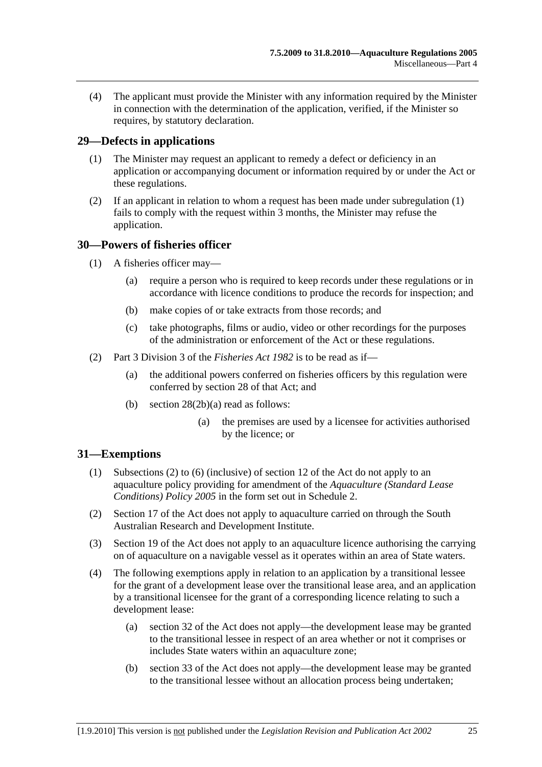(4) The applicant must provide the Minister with any information required by the Minister in connection with the determination of the application, verified, if the Minister so requires, by statutory declaration.

## 29—Defects in applications

(1) The Minister may request an applicant to remedy a defect or deficiency in an application or accompanying document or information required by or under the Act or these regulations.

(2) If an applicant in relation to whom a request has been made under subregulation (1) fails to comply with the request within 3 months, the Minister may refuse the application.

## 30—Powers of fisheries officer

(1) A fisheries officer may—

(a) require a person who is required to keep records under these regulations or in accordance with licence conditions to produce the records for inspection; and

(b) make copies of or take extracts from those records; and

(c) take photographs, films or audio, video or other recordings for the purposes of the administration or enforcement of the Act or these regulations.

(2) Part 3 Division 3 of the *Fisheries Act 1982* is to be read as if—

(a) the additional powers conferred on fisheries officers by this regulation were conferred by section 28 of that Act; and

(b) section 28(2b)(a) read as follows:

(a) the premises are used by a licensee for activities authorised by the licence; or

## 31—Exemptions

(1) Subsections (2) to (6) (inclusive) of section 12 of the Act do not apply to an aquaculture policy providing for amendment of the *Aquaculture (Standard Lease Conditions) Policy 2005* in the form set out in Schedule 2.

(2) Section 17 of the Act does not apply to aquaculture carried on through the South Australian Research and Development Institute.

(3) Section 19 of the Act does not apply to an aquaculture licence authorising the carrying on of aquaculture on a navigable vessel as it operates within an area of State waters.

(4) The following exemptions apply in relation to an application by a transitional lessee for the grant of a development lease over the transitional lease area, and an application by a transitional licensee for the grant of a corresponding licence relating to such a development lease:

(a) section 32 of the Act does not apply—the development lease may be granted to the transitional lessee in respect of an area whether or not it comprises or includes State waters within an aquaculture zone;

(b) section 33 of the Act does not apply—the development lease may be granted to the transitional lessee without an allocation process being undertaken;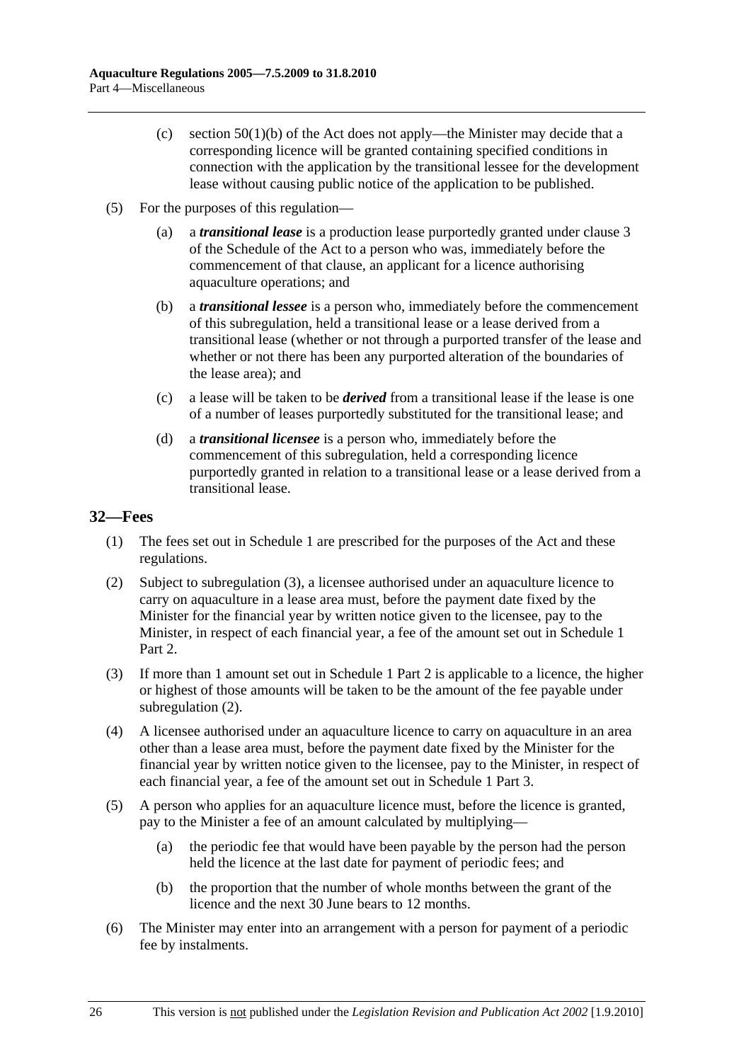(c) section 50(1)(b) of the Act does not apply—the Minister may decide that a corresponding licence will be granted containing specified conditions in connection with the application by the transitional lessee for the development lease without causing public notice of the application to be published.

(5) For the purposes of this regulation—

(a) a ***transitional lease*** is a production lease purportedly granted under clause 3 of the Schedule of the Act to a person who was, immediately before the commencement of that clause, an applicant for a licence authorising aquaculture operations; and

(b) a ***transitional lessee*** is a person who, immediately before the commencement of this subregulation, held a transitional lease or a lease derived from a transitional lease (whether or not through a purported transfer of the lease and whether or not there has been any purported alteration of the boundaries of the lease area); and

(c) a lease will be taken to be ***derived*** from a transitional lease if the lease is one of a number of leases purportedly substituted for the transitional lease; and

(d) a ***transitional licensee*** is a person who, immediately before the commencement of this subregulation, held a corresponding licence purportedly granted in relation to a transitional lease or a lease derived from a transitional lease.

## 32—Fees

(1) The fees set out in Schedule 1 are prescribed for the purposes of the Act and these regulations.

(2) Subject to subregulation (3), a licensee authorised under an aquaculture licence to carry on aquaculture in a lease area must, before the payment date fixed by the Minister for the financial year by written notice given to the licensee, pay to the Minister, in respect of each financial year, a fee of the amount set out in Schedule 1 Part 2.

(3) If more than 1 amount set out in Schedule 1 Part 2 is applicable to a licence, the higher or highest of those amounts will be taken to be the amount of the fee payable under subregulation (2).

(4) A licensee authorised under an aquaculture licence to carry on aquaculture in an area other than a lease area must, before the payment date fixed by the Minister for the financial year by written notice given to the licensee, pay to the Minister, in respect of each financial year, a fee of the amount set out in Schedule 1 Part 3.

(5) A person who applies for an aquaculture licence must, before the licence is granted, pay to the Minister a fee of an amount calculated by multiplying—

(a) the periodic fee that would have been payable by the person had the person held the licence at the last date for payment of periodic fees; and

(b) the proportion that the number of whole months between the grant of the licence and the next 30 June bears to 12 months.

(6) The Minister may enter into an arrangement with a person for payment of a periodic fee by instalments.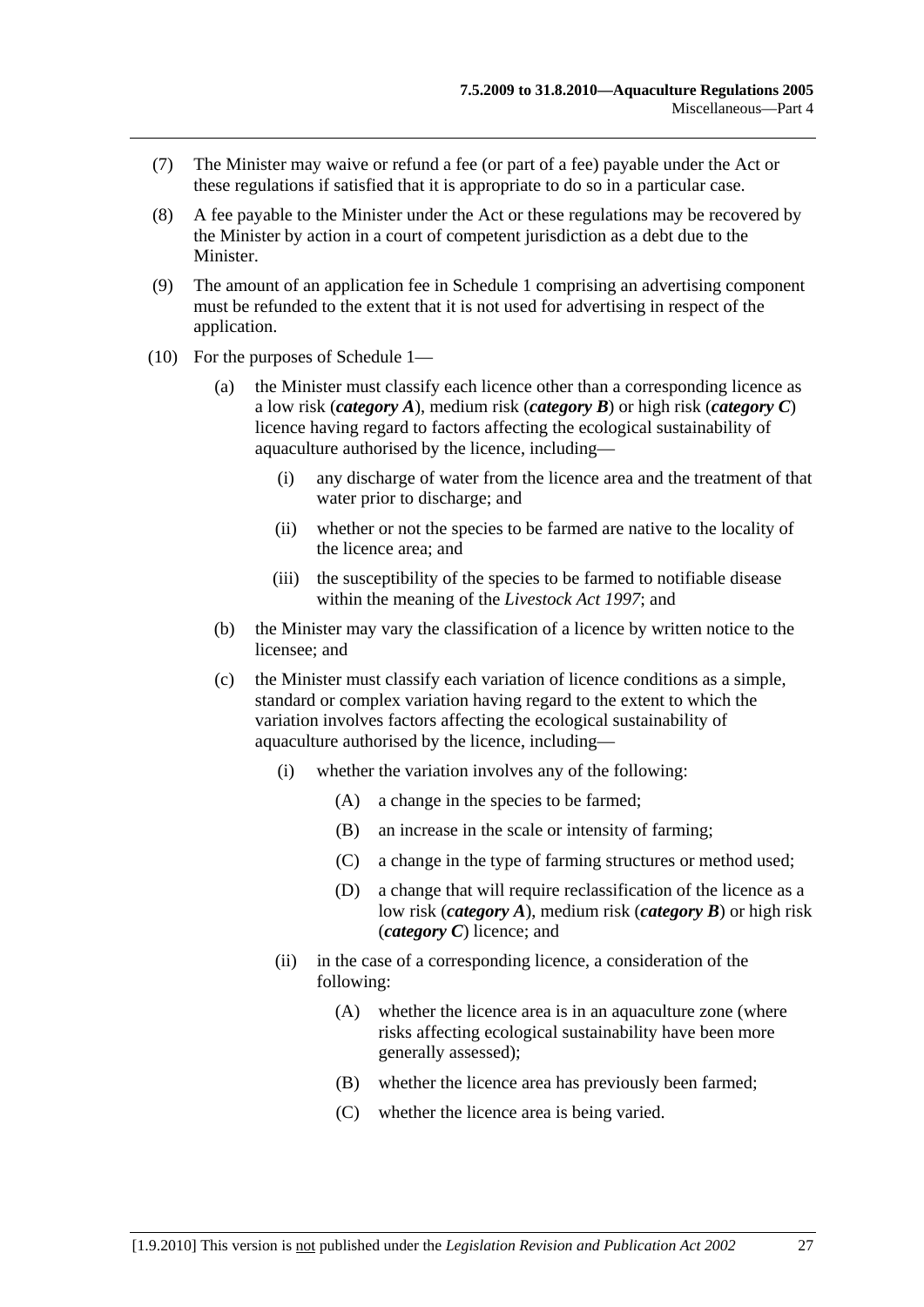(7) The Minister may waive or refund a fee (or part of a fee) payable under the Act or these regulations if satisfied that it is appropriate to do so in a particular case.

(8) A fee payable to the Minister under the Act or these regulations may be recovered by the Minister by action in a court of competent jurisdiction as a debt due to the Minister.

(9) The amount of an application fee in Schedule 1 comprising an advertising component must be refunded to the extent that it is not used for advertising in respect of the application.

(10) For the purposes of Schedule 1—

(a) the Minister must classify each licence other than a corresponding licence as a low risk (***category A***), medium risk (***category B***) or high risk (***category C***) licence having regard to factors affecting the ecological sustainability of aquaculture authorised by the licence, including—

(i) any discharge of water from the licence area and the treatment of that water prior to discharge; and

(ii) whether or not the species to be farmed are native to the locality of the licence area; and

(iii) the susceptibility of the species to be farmed to notifiable disease within the meaning of the *Livestock Act 1997*; and

(b) the Minister may vary the classification of a licence by written notice to the licensee; and

(c) the Minister must classify each variation of licence conditions as a simple, standard or complex variation having regard to the extent to which the variation involves factors affecting the ecological sustainability of aquaculture authorised by the licence, including—

(i) whether the variation involves any of the following:

(A) a change in the species to be farmed;

(B) an increase in the scale or intensity of farming;

(C) a change in the type of farming structures or method used;

(D) a change that will require reclassification of the licence as a low risk (***category A***), medium risk (***category B***) or high risk (***category C***) licence; and

(ii) in the case of a corresponding licence, a consideration of the following:

(A) whether the licence area is in an aquaculture zone (where risks affecting ecological sustainability have been more generally assessed);

(B) whether the licence area has previously been farmed;

(C) whether the licence area is being varied.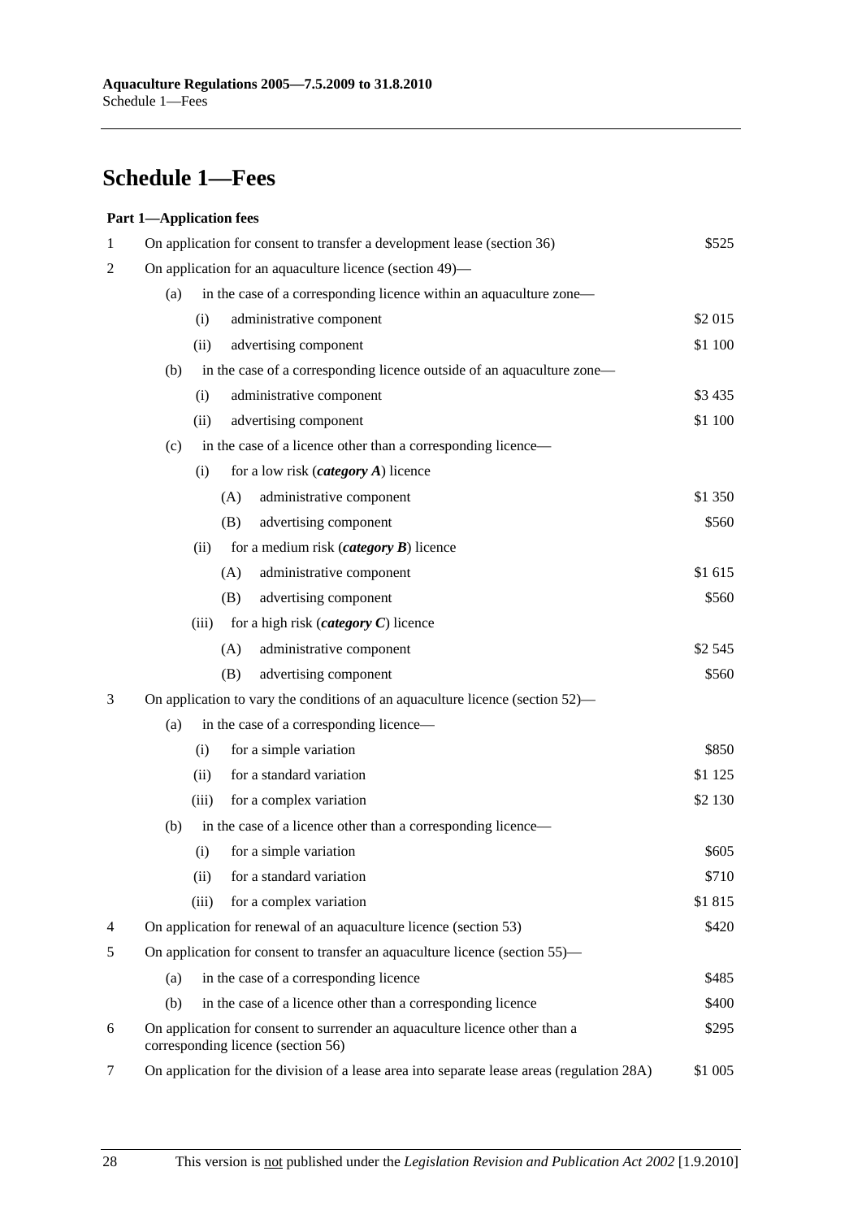# Schedule 1—Fees

**Part 1—Application fees**

| | | |
|---|---|---|
| 1 | On application for consent to transfer a development lease (section 36) | $525 |
| 2 | On application for an aquaculture licence (section 49)— | |
| | (a) in the case of a corresponding licence within an aquaculture zone— | |
| | (i) administrative component | $2 015 |
| | (ii) advertising component | $1 100 |
| | (b) in the case of a corresponding licence outside of an aquaculture zone— | |
| | (i) administrative component | $3 435 |
| | (ii) advertising component | $1 100 |
| | (c) in the case of a licence other than a corresponding licence— | |
| | (i) for a low risk (***category A***) licence | |
| | (A) administrative component | $1 350 |
| | (B) advertising component | $560 |
| | (ii) for a medium risk (***category B***) licence | |
| | (A) administrative component | $1 615 |
| | (B) advertising component | $560 |
| | (iii) for a high risk (***category C***) licence | |
| | (A) administrative component | $2 545 |
| | (B) advertising component | $560 |
| 3 | On application to vary the conditions of an aquaculture licence (section 52)— | |
| | (a) in the case of a corresponding licence— | |
| | (i) for a simple variation | $850 |
| | (ii) for a standard variation | $1 125 |
| | (iii) for a complex variation | $2 130 |
| | (b) in the case of a licence other than a corresponding licence— | |
| | (i) for a simple variation | $605 |
| | (ii) for a standard variation | $710 |
| | (iii) for a complex variation | $1 815 |
| 4 | On application for renewal of an aquaculture licence (section 53) | $420 |
| 5 | On application for consent to transfer an aquaculture licence (section 55)— | |
| | (a) in the case of a corresponding licence | $485 |
| | (b) in the case of a licence other than a corresponding licence | $400 |
| 6 | On application for consent to surrender an aquaculture licence other than a corresponding licence (section 56) | $295 |
| 7 | On application for the division of a lease area into separate lease areas (regulation 28A) | $1 005 |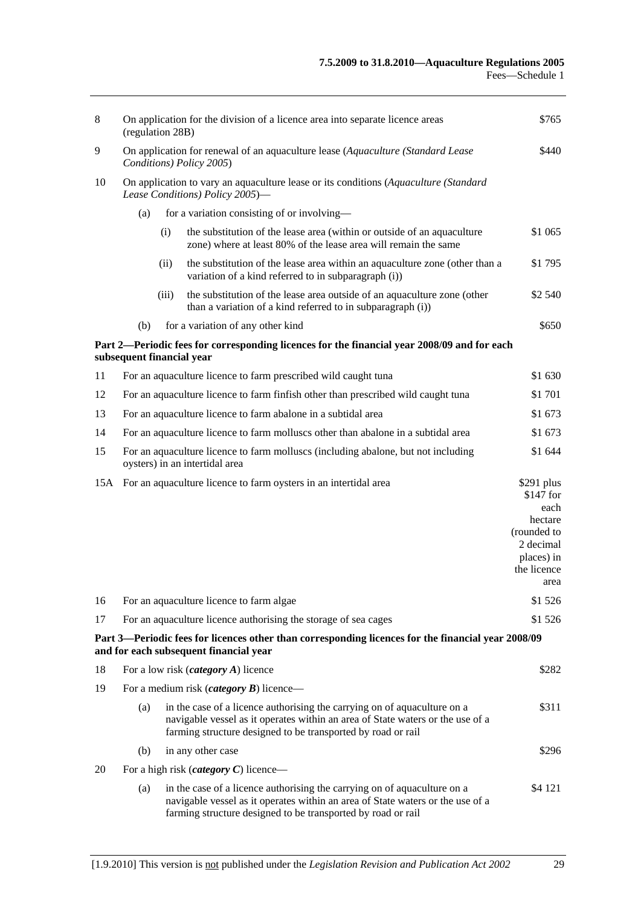| | | | |
|---|---|---|---|
| 8 | On application for the division of a licence area into separate licence areas (regulation 28B) | | $765 |
| 9 | On application for renewal of an aquaculture lease (*Aquaculture (Standard Lease Conditions) Policy 2005*) | | $440 |
| 10 | On application to vary an aquaculture lease or its conditions (*Aquaculture (Standard Lease Conditions) Policy 2005*)— | | |
| | (a) for a variation consisting of or involving— | | |
| | | (i) the substitution of the lease area (within or outside of an aquaculture zone) where at least 80% of the lease area will remain the same | $1 065 |
| | | (ii) the substitution of the lease area within an aquaculture zone (other than a variation of a kind referred to in subparagraph (i)) | $1 795 |
| | | (iii) the substitution of the lease area outside of an aquaculture zone (other than a variation of a kind referred to in subparagraph (i)) | $2 540 |
| | (b) for a variation of any other kind | | $650 |

**Part 2—Periodic fees for corresponding licences for the financial year 2008/09 and for each subsequent financial year**

| | | |
|---|---|---|
| 11 | For an aquaculture licence to farm prescribed wild caught tuna | $1 630 |
| 12 | For an aquaculture licence to farm finfish other than prescribed wild caught tuna | $1 701 |
| 13 | For an aquaculture licence to farm abalone in a subtidal area | $1 673 |
| 14 | For an aquaculture licence to farm molluscs other than abalone in a subtidal area | $1 673 |
| 15 | For an aquaculture licence to farm molluscs (including abalone, but not including oysters) in an intertidal area | $1 644 |
| 15A | For an aquaculture licence to farm oysters in an intertidal area | $291 plus $147 for each hectare (rounded to 2 decimal places) in the licence area |
| 16 | For an aquaculture licence to farm algae | $1 526 |
| 17 | For an aquaculture licence authorising the storage of sea cages | $1 526 |

**Part 3—Periodic fees for licences other than corresponding licences for the financial year 2008/09 and for each subsequent financial year**

| | | |
|---|---|---|
| 18 | For a low risk (***category A***) licence | $282 |
| 19 | For a medium risk (***category B***) licence— | |
| | (a) in the case of a licence authorising the carrying on of aquaculture on a navigable vessel as it operates within an area of State waters or the use of a farming structure designed to be transported by road or rail | $311 |
| | (b) in any other case | $296 |
| 20 | For a high risk (***category C***) licence— | |
| | (a) in the case of a licence authorising the carrying on of aquaculture on a navigable vessel as it operates within an area of State waters or the use of a farming structure designed to be transported by road or rail | $4 121 |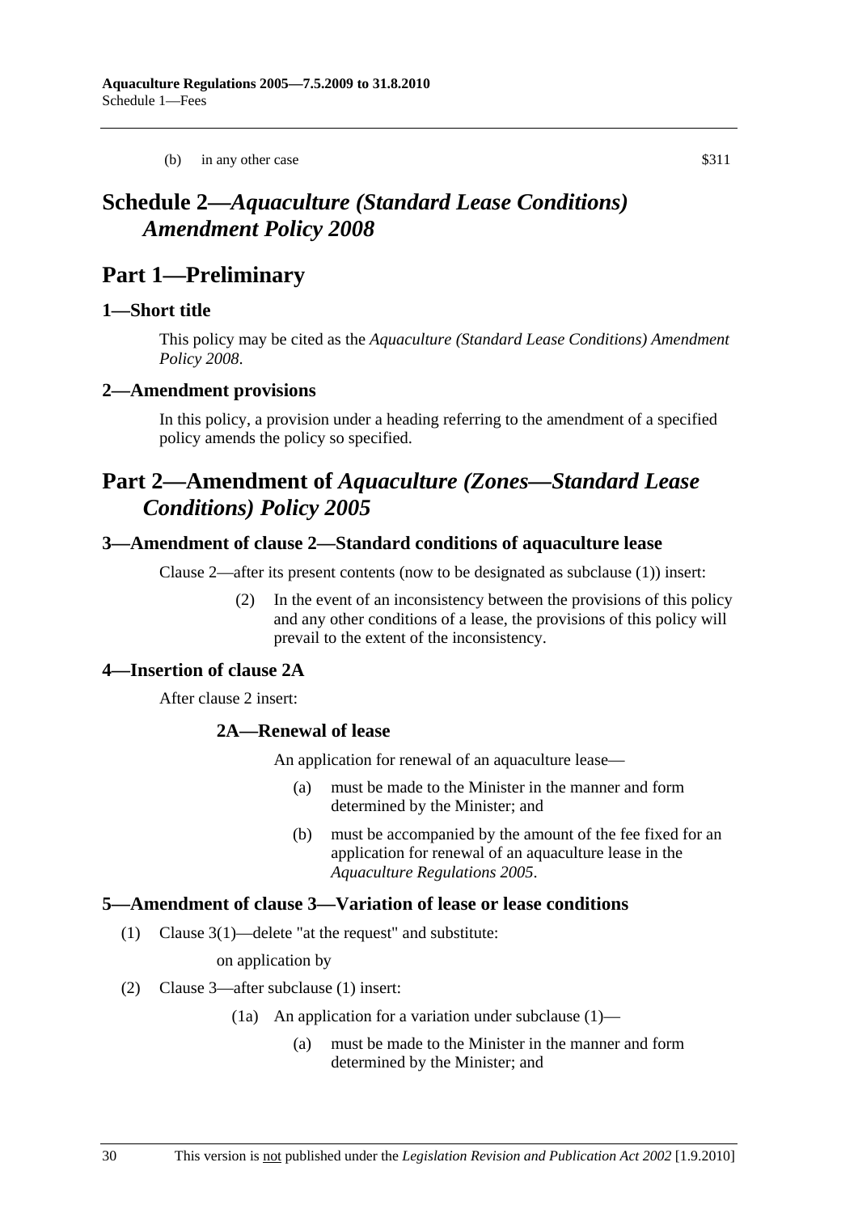(b) in any other case $311

# Schedule 2—*Aquaculture (Standard Lease Conditions) Amendment Policy 2008*

## Part 1—Preliminary

### 1—Short title

This policy may be cited as the *Aquaculture (Standard Lease Conditions) Amendment Policy 2008*.

### 2—Amendment provisions

In this policy, a provision under a heading referring to the amendment of a specified policy amends the policy so specified.

## Part 2—Amendment of *Aquaculture (Zones—Standard Lease Conditions) Policy 2005*

### 3—Amendment of clause 2—Standard conditions of aquaculture lease

Clause 2—after its present contents (now to be designated as subclause (1)) insert:

(2) In the event of an inconsistency between the provisions of this policy and any other conditions of a lease, the provisions of this policy will prevail to the extent of the inconsistency.

### 4—Insertion of clause 2A

After clause 2 insert:

#### 2A—Renewal of lease

An application for renewal of an aquaculture lease—

(a) must be made to the Minister in the manner and form determined by the Minister; and

(b) must be accompanied by the amount of the fee fixed for an application for renewal of an aquaculture lease in the *Aquaculture Regulations 2005*.

### 5—Amendment of clause 3—Variation of lease or lease conditions

(1) Clause 3(1)—delete "at the request" and substitute:

on application by

(2) Clause 3—after subclause (1) insert:

(1a) An application for a variation under subclause (1)—

(a) must be made to the Minister in the manner and form determined by the Minister; and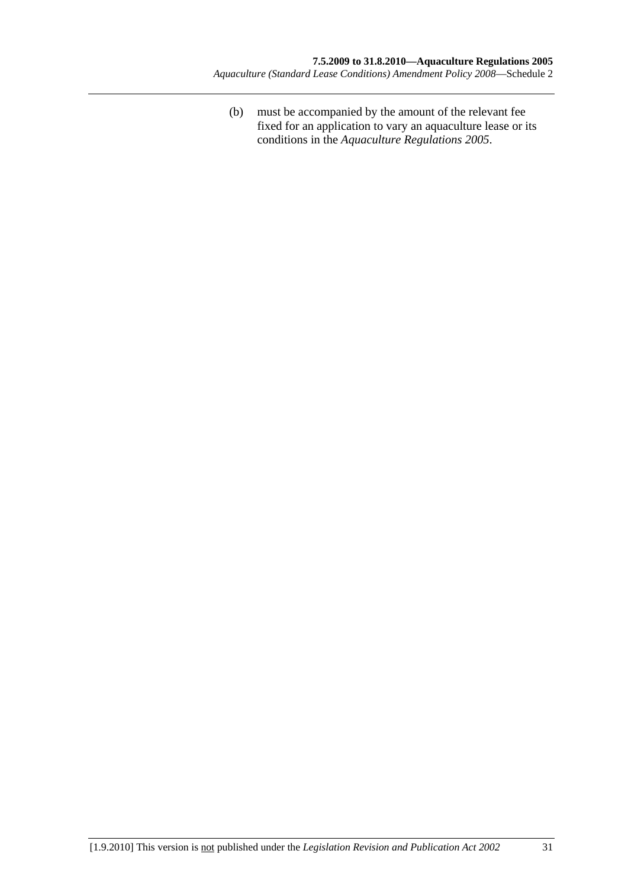(b) must be accompanied by the amount of the relevant fee fixed for an application to vary an aquaculture lease or its conditions in the *Aquaculture Regulations 2005*.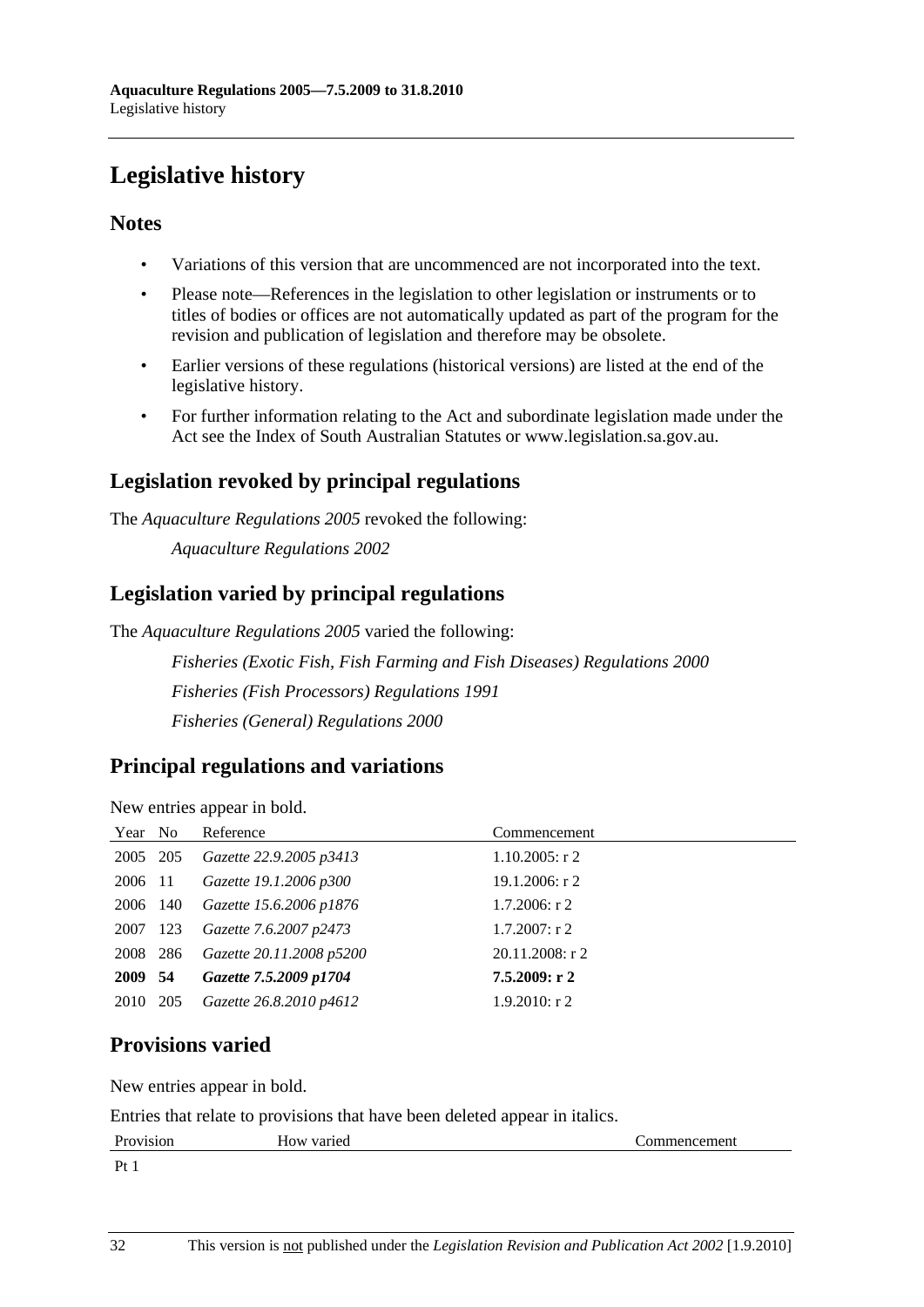# Legislative history

## Notes

- Variations of this version that are uncommenced are not incorporated into the text.
- Please note—References in the legislation to other legislation or instruments or to titles of bodies or offices are not automatically updated as part of the program for the revision and publication of legislation and therefore may be obsolete.
- Earlier versions of these regulations (historical versions) are listed at the end of the legislative history.
- For further information relating to the Act and subordinate legislation made under the Act see the Index of South Australian Statutes or www.legislation.sa.gov.au.

## Legislation revoked by principal regulations

The *Aquaculture Regulations 2005* revoked the following:

*Aquaculture Regulations 2002*

## Legislation varied by principal regulations

The *Aquaculture Regulations 2005* varied the following:

*Fisheries (Exotic Fish, Fish Farming and Fish Diseases) Regulations 2000*

*Fisheries (Fish Processors) Regulations 1991*

*Fisheries (General) Regulations 2000*

## Principal regulations and variations

New entries appear in bold.

| Year | No | Reference | Commencement |
|---|---|---|---|
| 2005 | 205 | *Gazette 22.9.2005 p3413* | 1.10.2005: r 2 |
| 2006 | 11 | *Gazette 19.1.2006 p300* | 19.1.2006: r 2 |
| 2006 | 140 | *Gazette 15.6.2006 p1876* | 1.7.2006: r 2 |
| 2007 | 123 | *Gazette 7.6.2007 p2473* | 1.7.2007: r 2 |
| 2008 | 286 | *Gazette 20.11.2008 p5200* | 20.11.2008: r 2 |
| **2009** | **54** | ***Gazette 7.5.2009 p1704*** | **7.5.2009: r 2** |
| 2010 | 205 | *Gazette 26.8.2010 p4612* | 1.9.2010: r 2 |

## Provisions varied

New entries appear in bold.

Entries that relate to provisions that have been deleted appear in italics.

| Provision | How varied | Commencement |
|---|---|---|
| Pt 1 | | |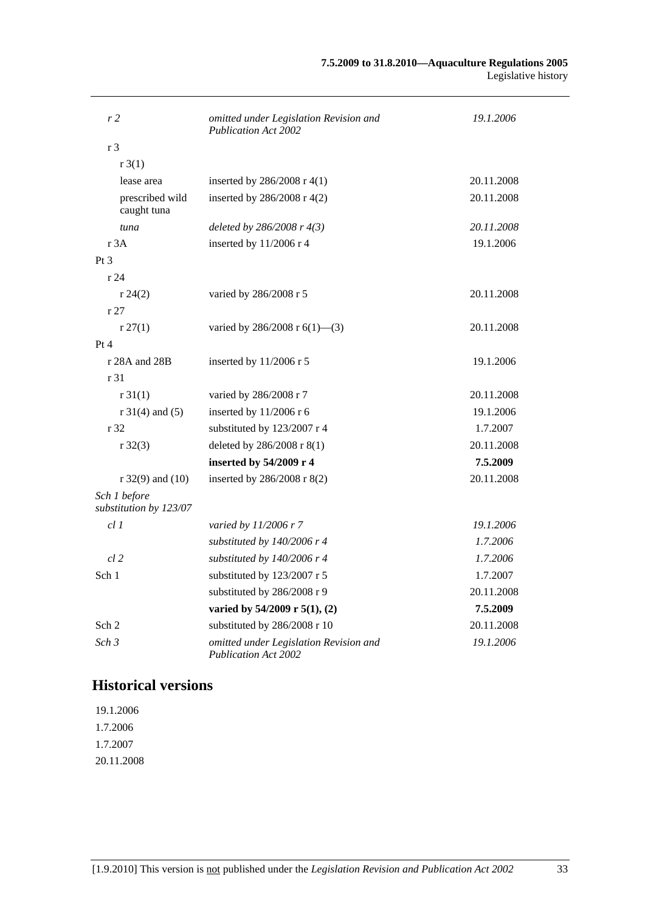| | | |
|---|---|---|
| *r 2* | *omitted under Legislation Revision and Publication Act 2002* | *19.1.2006* |
| r 3 | | |
| r 3(1) | | |
| lease area | inserted by 286/2008 r 4(1) | 20.11.2008 |
| prescribed wild caught tuna | inserted by 286/2008 r 4(2) | 20.11.2008 |
| *tuna* | *deleted by 286/2008 r 4(3)* | *20.11.2008* |
| r 3A | inserted by 11/2006 r 4 | 19.1.2006 |
| Pt 3 | | |
| r 24 | | |
| r 24(2) | varied by 286/2008 r 5 | 20.11.2008 |
| r 27 | | |
| r 27(1) | varied by 286/2008 r 6(1)—(3) | 20.11.2008 |
| Pt 4 | | |
| r 28A and 28B | inserted by 11/2006 r 5 | 19.1.2006 |
| r 31 | | |
| r 31(1) | varied by 286/2008 r 7 | 20.11.2008 |
| r 31(4) and (5) | inserted by 11/2006 r 6 | 19.1.2006 |
| r 32 | substituted by 123/2007 r 4 | 1.7.2007 |
| r 32(3) | deleted by 286/2008 r 8(1) | 20.11.2008 |
| | **inserted by 54/2009 r 4** | **7.5.2009** |
| r 32(9) and (10) | inserted by 286/2008 r 8(2) | 20.11.2008 |
| *Sch 1 before substitution by 123/07* | | |
| *cl 1* | *varied by 11/2006 r 7* | *19.1.2006* |
| | *substituted by 140/2006 r 4* | *1.7.2006* |
| *cl 2* | *substituted by 140/2006 r 4* | *1.7.2006* |
| Sch 1 | substituted by 123/2007 r 5 | 1.7.2007 |
| | substituted by 286/2008 r 9 | 20.11.2008 |
| | **varied by 54/2009 r 5(1), (2)** | **7.5.2009** |
| Sch 2 | substituted by 286/2008 r 10 | 20.11.2008 |
| *Sch 3* | *omitted under Legislation Revision and Publication Act 2002* | *19.1.2006* |

## Historical versions

19.1.2006

1.7.2006

1.7.2007

20.11.2008

[1.9.2010] This version is not published under the *Legislation Revision and Publication Act 2002*